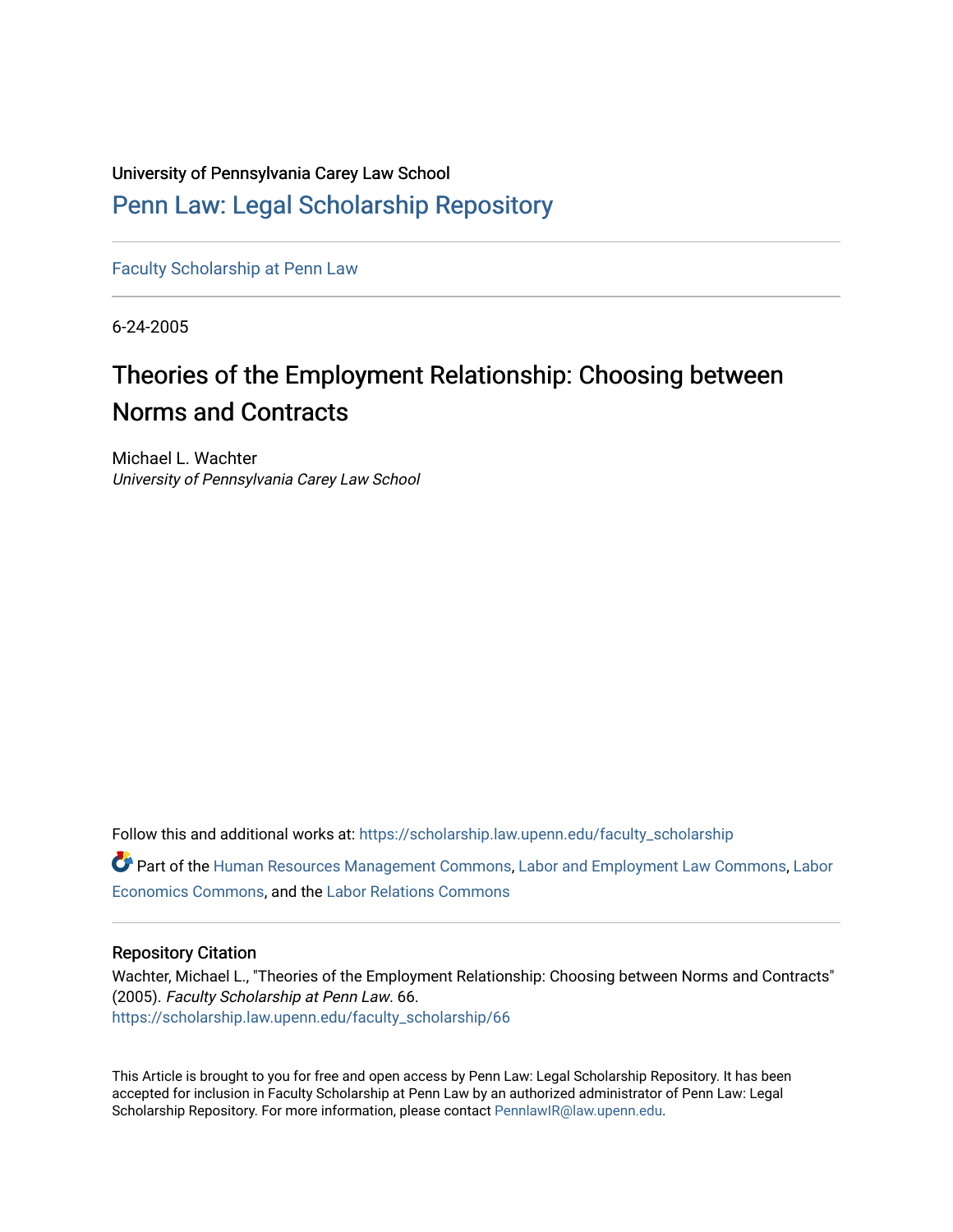University of Pennsylvania Carey Law School

# Penn Law: Legal Scholarship Repository

Faculty Scholarship at Penn Law

6-24-2005

## Theories of the Employment Relationship: Choosing between Norms and Contracts

Michael L. Wachter
*University of Pennsylvania Carey Law School*

Follow this and additional works at: https://scholarship.law.upenn.edu/faculty_scholarship

Part of the Human Resources Management Commons, Labor and Employment Law Commons, Labor Economics Commons, and the Labor Relations Commons

### Repository Citation

Wachter, Michael L., "Theories of the Employment Relationship: Choosing between Norms and Contracts" (2005). *Faculty Scholarship at Penn Law*. 66.
https://scholarship.law.upenn.edu/faculty_scholarship/66

This Article is brought to you for free and open access by Penn Law: Legal Scholarship Repository. It has been accepted for inclusion in Faculty Scholarship at Penn Law by an authorized administrator of Penn Law: Legal Scholarship Repository. For more information, please contact PennlawIR@law.upenn.edu.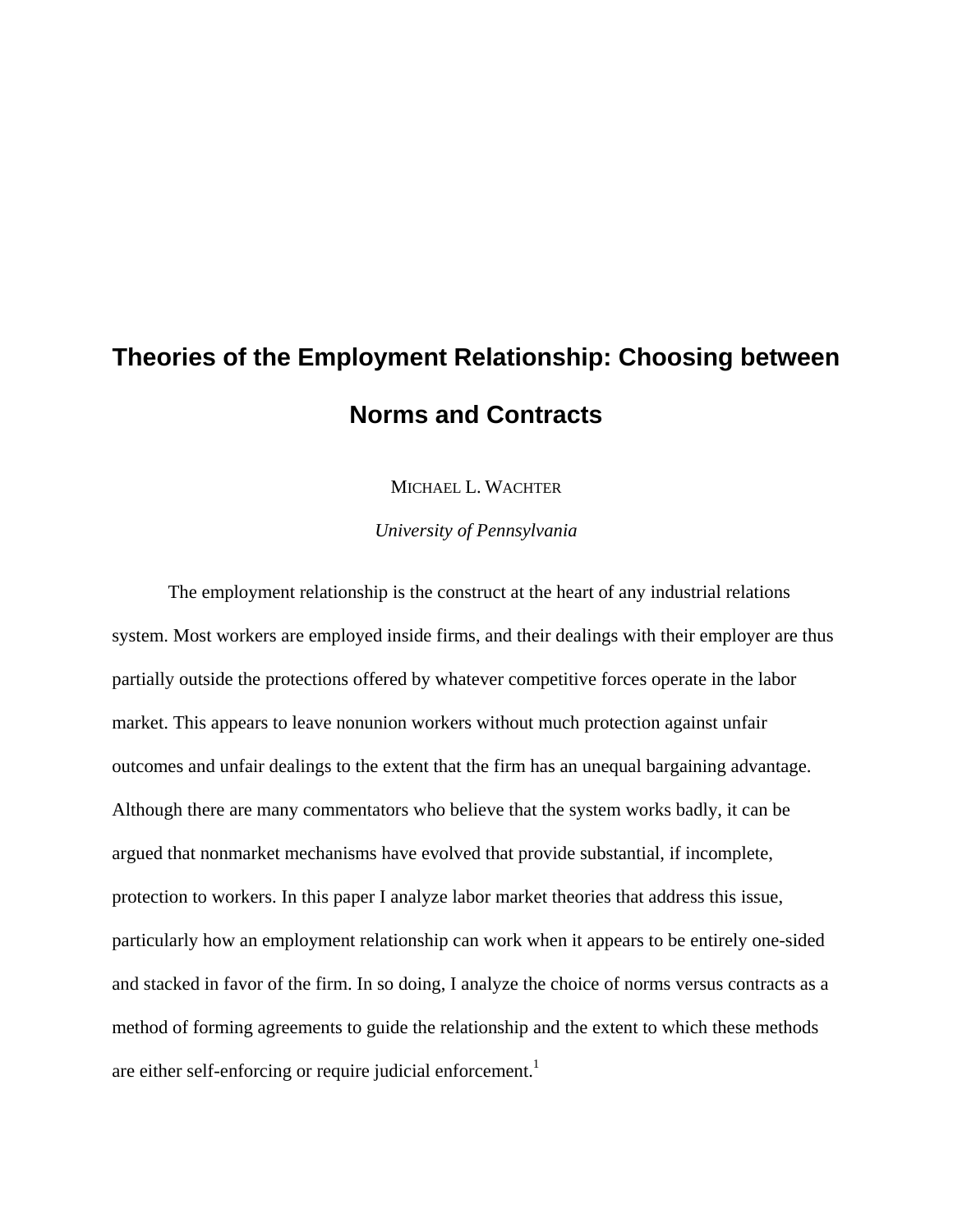# Theories of the Employment Relationship: Choosing between Norms and Contracts

MICHAEL L. WACHTER

*University of Pennsylvania*

The employment relationship is the construct at the heart of any industrial relations system. Most workers are employed inside firms, and their dealings with their employer are thus partially outside the protections offered by whatever competitive forces operate in the labor market. This appears to leave nonunion workers without much protection against unfair outcomes and unfair dealings to the extent that the firm has an unequal bargaining advantage. Although there are many commentators who believe that the system works badly, it can be argued that nonmarket mechanisms have evolved that provide substantial, if incomplete, protection to workers. In this paper I analyze labor market theories that address this issue, particularly how an employment relationship can work when it appears to be entirely one-sided and stacked in favor of the firm. In so doing, I analyze the choice of norms versus contracts as a method of forming agreements to guide the relationship and the extent to which these methods are either self-enforcing or require judicial enforcement.[1]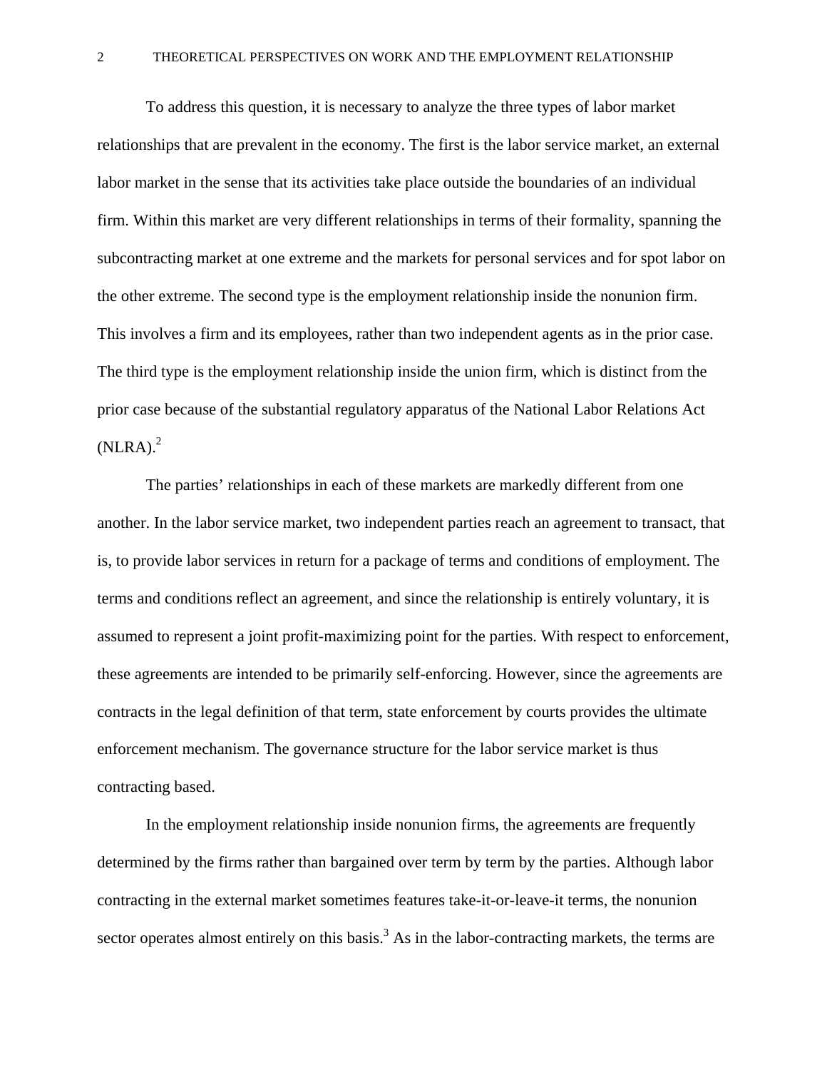To address this question, it is necessary to analyze the three types of labor market relationships that are prevalent in the economy. The first is the labor service market, an external labor market in the sense that its activities take place outside the boundaries of an individual firm. Within this market are very different relationships in terms of their formality, spanning the subcontracting market at one extreme and the markets for personal services and for spot labor on the other extreme. The second type is the employment relationship inside the nonunion firm. This involves a firm and its employees, rather than two independent agents as in the prior case. The third type is the employment relationship inside the union firm, which is distinct from the prior case because of the substantial regulatory apparatus of the National Labor Relations Act (NLRA).[2]

The parties' relationships in each of these markets are markedly different from one another. In the labor service market, two independent parties reach an agreement to transact, that is, to provide labor services in return for a package of terms and conditions of employment. The terms and conditions reflect an agreement, and since the relationship is entirely voluntary, it is assumed to represent a joint profit-maximizing point for the parties. With respect to enforcement, these agreements are intended to be primarily self-enforcing. However, since the agreements are contracts in the legal definition of that term, state enforcement by courts provides the ultimate enforcement mechanism. The governance structure for the labor service market is thus contracting based.

In the employment relationship inside nonunion firms, the agreements are frequently determined by the firms rather than bargained over term by term by the parties. Although labor contracting in the external market sometimes features take-it-or-leave-it terms, the nonunion sector operates almost entirely on this basis.[3] As in the labor-contracting markets, the terms are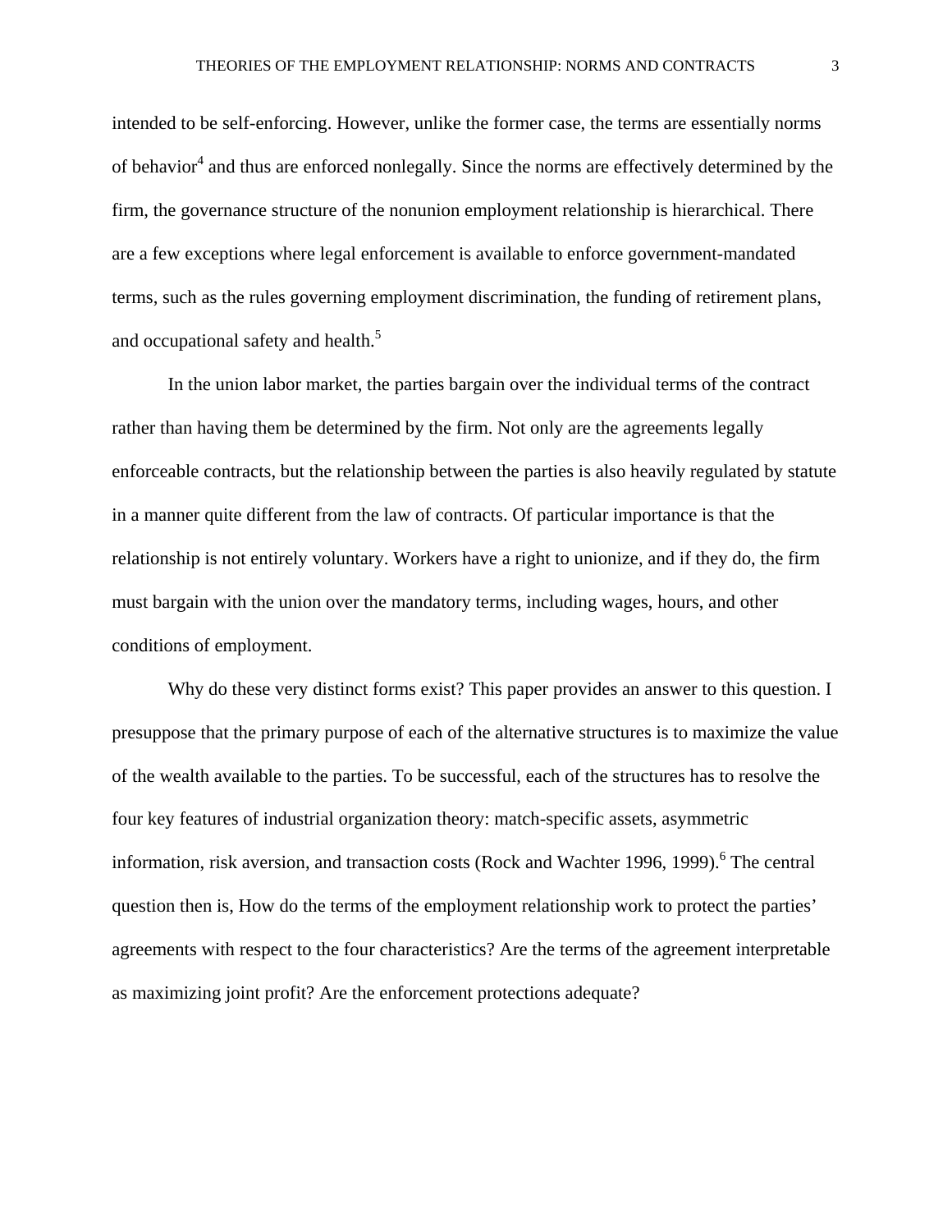intended to be self-enforcing. However, unlike the former case, the terms are essentially norms of behavior[4] and thus are enforced nonlegally. Since the norms are effectively determined by the firm, the governance structure of the nonunion employment relationship is hierarchical. There are a few exceptions where legal enforcement is available to enforce government-mandated terms, such as the rules governing employment discrimination, the funding of retirement plans, and occupational safety and health.[5]

In the union labor market, the parties bargain over the individual terms of the contract rather than having them be determined by the firm. Not only are the agreements legally enforceable contracts, but the relationship between the parties is also heavily regulated by statute in a manner quite different from the law of contracts. Of particular importance is that the relationship is not entirely voluntary. Workers have a right to unionize, and if they do, the firm must bargain with the union over the mandatory terms, including wages, hours, and other conditions of employment.

Why do these very distinct forms exist? This paper provides an answer to this question. I presuppose that the primary purpose of each of the alternative structures is to maximize the value of the wealth available to the parties. To be successful, each of the structures has to resolve the four key features of industrial organization theory: match-specific assets, asymmetric information, risk aversion, and transaction costs (Rock and Wachter 1996, 1999).[6] The central question then is, How do the terms of the employment relationship work to protect the parties' agreements with respect to the four characteristics? Are the terms of the agreement interpretable as maximizing joint profit? Are the enforcement protections adequate?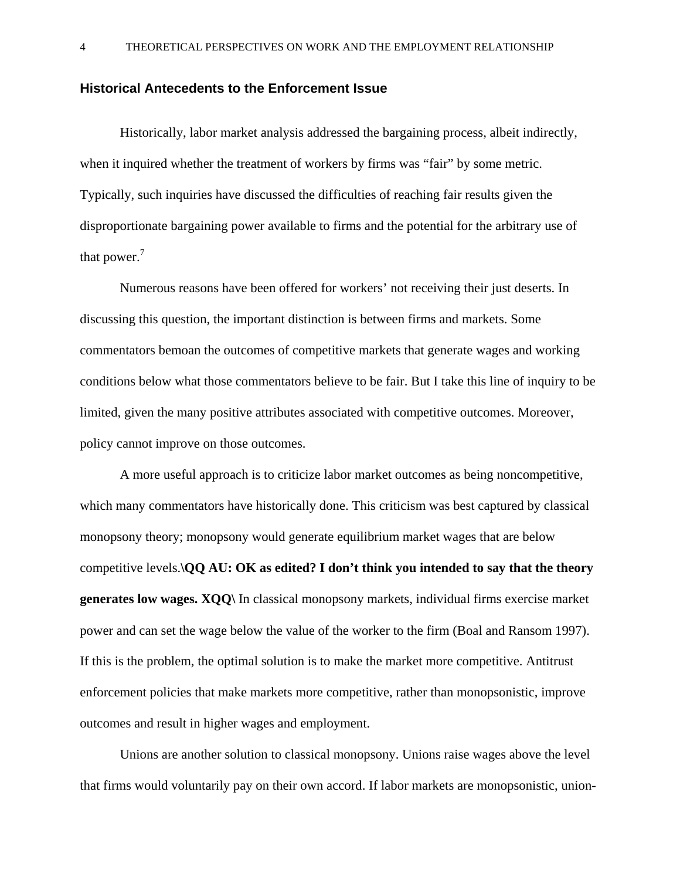### Historical Antecedents to the Enforcement Issue

Historically, labor market analysis addressed the bargaining process, albeit indirectly, when it inquired whether the treatment of workers by firms was "fair" by some metric. Typically, such inquiries have discussed the difficulties of reaching fair results given the disproportionate bargaining power available to firms and the potential for the arbitrary use of that power.[7]

Numerous reasons have been offered for workers' not receiving their just deserts. In discussing this question, the important distinction is between firms and markets. Some commentators bemoan the outcomes of competitive markets that generate wages and working conditions below what those commentators believe to be fair. But I take this line of inquiry to be limited, given the many positive attributes associated with competitive outcomes. Moreover, policy cannot improve on those outcomes.

A more useful approach is to criticize labor market outcomes as being noncompetitive, which many commentators have historically done. This criticism was best captured by classical monopsony theory; monopsony would generate equilibrium market wages that are below competitive levels.\**QQ AU: OK as edited? I don't think you intended to say that the theory generates low wages. XQQ\** In classical monopsony markets, individual firms exercise market power and can set the wage below the value of the worker to the firm (Boal and Ransom 1997). If this is the problem, the optimal solution is to make the market more competitive. Antitrust enforcement policies that make markets more competitive, rather than monopsonistic, improve outcomes and result in higher wages and employment.

Unions are another solution to classical monopsony. Unions raise wages above the level that firms would voluntarily pay on their own accord. If labor markets are monopsonistic, union-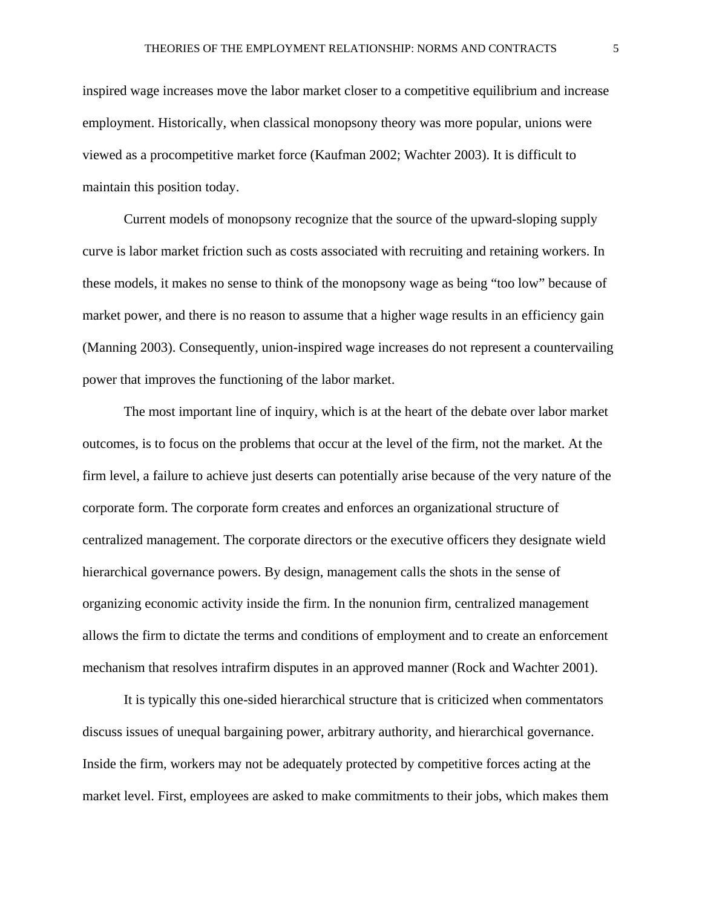inspired wage increases move the labor market closer to a competitive equilibrium and increase employment. Historically, when classical monopsony theory was more popular, unions were viewed as a procompetitive market force (Kaufman 2002; Wachter 2003). It is difficult to maintain this position today.

Current models of monopsony recognize that the source of the upward-sloping supply curve is labor market friction such as costs associated with recruiting and retaining workers. In these models, it makes no sense to think of the monopsony wage as being "too low" because of market power, and there is no reason to assume that a higher wage results in an efficiency gain (Manning 2003). Consequently, union-inspired wage increases do not represent a countervailing power that improves the functioning of the labor market.

The most important line of inquiry, which is at the heart of the debate over labor market outcomes, is to focus on the problems that occur at the level of the firm, not the market. At the firm level, a failure to achieve just deserts can potentially arise because of the very nature of the corporate form. The corporate form creates and enforces an organizational structure of centralized management. The corporate directors or the executive officers they designate wield hierarchical governance powers. By design, management calls the shots in the sense of organizing economic activity inside the firm. In the nonunion firm, centralized management allows the firm to dictate the terms and conditions of employment and to create an enforcement mechanism that resolves intrafirm disputes in an approved manner (Rock and Wachter 2001).

It is typically this one-sided hierarchical structure that is criticized when commentators discuss issues of unequal bargaining power, arbitrary authority, and hierarchical governance. Inside the firm, workers may not be adequately protected by competitive forces acting at the market level. First, employees are asked to make commitments to their jobs, which makes them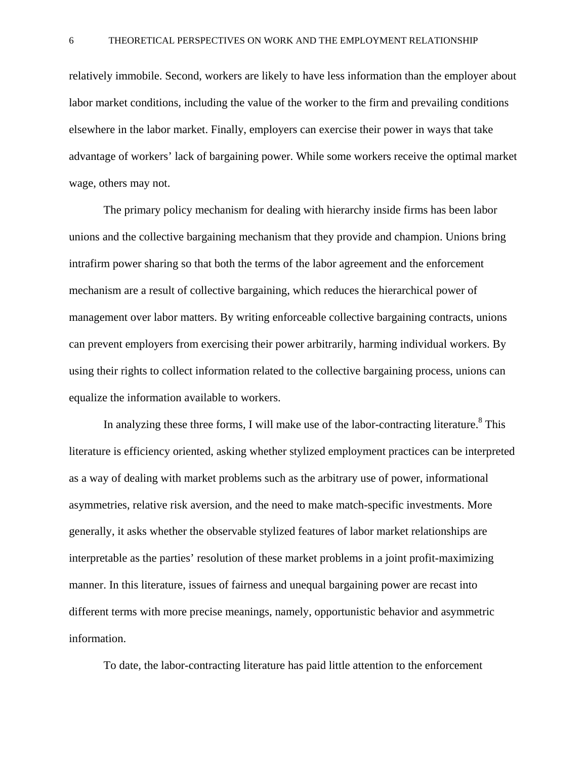relatively immobile. Second, workers are likely to have less information than the employer about labor market conditions, including the value of the worker to the firm and prevailing conditions elsewhere in the labor market. Finally, employers can exercise their power in ways that take advantage of workers' lack of bargaining power. While some workers receive the optimal market wage, others may not.

The primary policy mechanism for dealing with hierarchy inside firms has been labor unions and the collective bargaining mechanism that they provide and champion. Unions bring intrafirm power sharing so that both the terms of the labor agreement and the enforcement mechanism are a result of collective bargaining, which reduces the hierarchical power of management over labor matters. By writing enforceable collective bargaining contracts, unions can prevent employers from exercising their power arbitrarily, harming individual workers. By using their rights to collect information related to the collective bargaining process, unions can equalize the information available to workers.

In analyzing these three forms, I will make use of the labor-contracting literature.[8] This literature is efficiency oriented, asking whether stylized employment practices can be interpreted as a way of dealing with market problems such as the arbitrary use of power, informational asymmetries, relative risk aversion, and the need to make match-specific investments. More generally, it asks whether the observable stylized features of labor market relationships are interpretable as the parties' resolution of these market problems in a joint profit-maximizing manner. In this literature, issues of fairness and unequal bargaining power are recast into different terms with more precise meanings, namely, opportunistic behavior and asymmetric information.

To date, the labor-contracting literature has paid little attention to the enforcement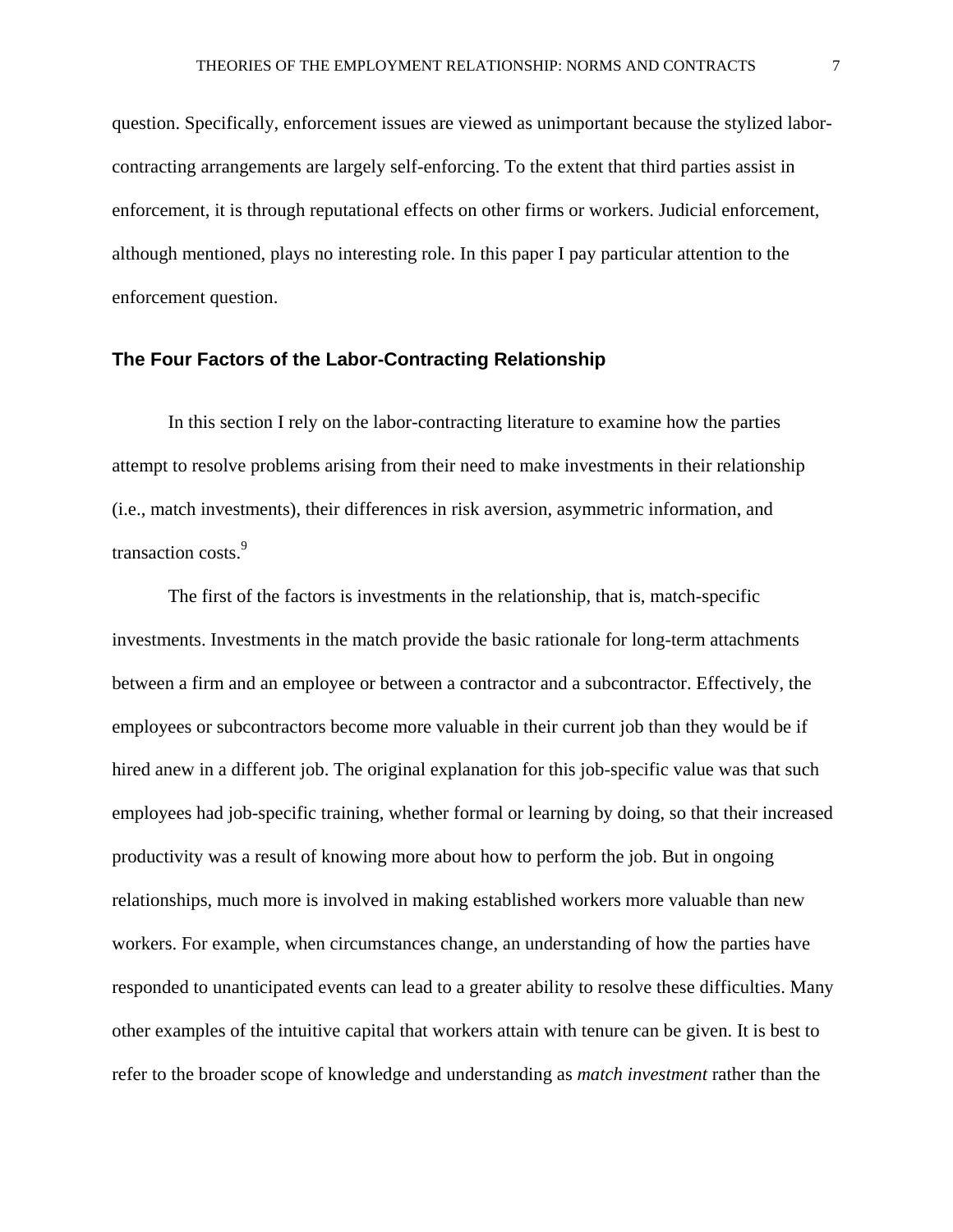question. Specifically, enforcement issues are viewed as unimportant because the stylized labor-contracting arrangements are largely self-enforcing. To the extent that third parties assist in enforcement, it is through reputational effects on other firms or workers. Judicial enforcement, although mentioned, plays no interesting role. In this paper I pay particular attention to the enforcement question.

## The Four Factors of the Labor-Contracting Relationship

In this section I rely on the labor-contracting literature to examine how the parties attempt to resolve problems arising from their need to make investments in their relationship (i.e., match investments), their differences in risk aversion, asymmetric information, and transaction costs.[9]

The first of the factors is investments in the relationship, that is, match-specific investments. Investments in the match provide the basic rationale for long-term attachments between a firm and an employee or between a contractor and a subcontractor. Effectively, the employees or subcontractors become more valuable in their current job than they would be if hired anew in a different job. The original explanation for this job-specific value was that such employees had job-specific training, whether formal or learning by doing, so that their increased productivity was a result of knowing more about how to perform the job. But in ongoing relationships, much more is involved in making established workers more valuable than new workers. For example, when circumstances change, an understanding of how the parties have responded to unanticipated events can lead to a greater ability to resolve these difficulties. Many other examples of the intuitive capital that workers attain with tenure can be given. It is best to refer to the broader scope of knowledge and understanding as *match investment* rather than the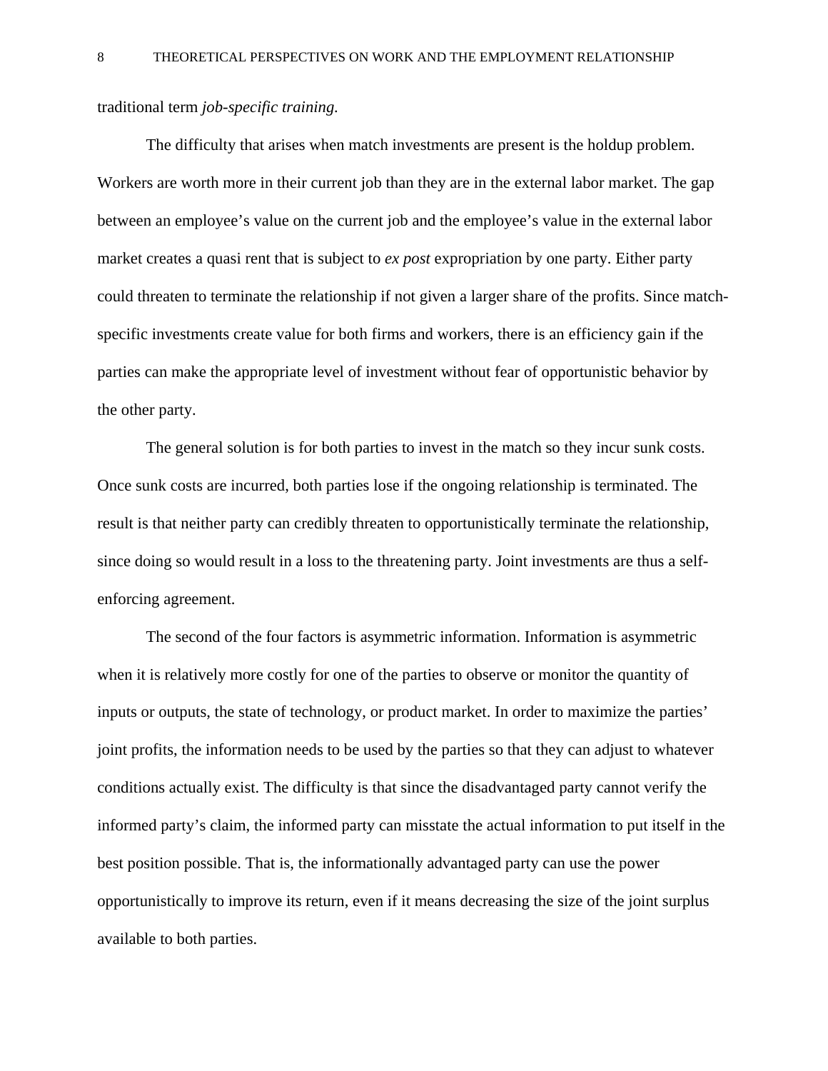traditional term *job-specific training.*

The difficulty that arises when match investments are present is the holdup problem. Workers are worth more in their current job than they are in the external labor market. The gap between an employee's value on the current job and the employee's value in the external labor market creates a quasi rent that is subject to *ex post* expropriation by one party. Either party could threaten to terminate the relationship if not given a larger share of the profits. Since match-specific investments create value for both firms and workers, there is an efficiency gain if the parties can make the appropriate level of investment without fear of opportunistic behavior by the other party.

The general solution is for both parties to invest in the match so they incur sunk costs. Once sunk costs are incurred, both parties lose if the ongoing relationship is terminated. The result is that neither party can credibly threaten to opportunistically terminate the relationship, since doing so would result in a loss to the threatening party. Joint investments are thus a self-enforcing agreement.

The second of the four factors is asymmetric information. Information is asymmetric when it is relatively more costly for one of the parties to observe or monitor the quantity of inputs or outputs, the state of technology, or product market. In order to maximize the parties' joint profits, the information needs to be used by the parties so that they can adjust to whatever conditions actually exist. The difficulty is that since the disadvantaged party cannot verify the informed party's claim, the informed party can misstate the actual information to put itself in the best position possible. That is, the informationally advantaged party can use the power opportunistically to improve its return, even if it means decreasing the size of the joint surplus available to both parties.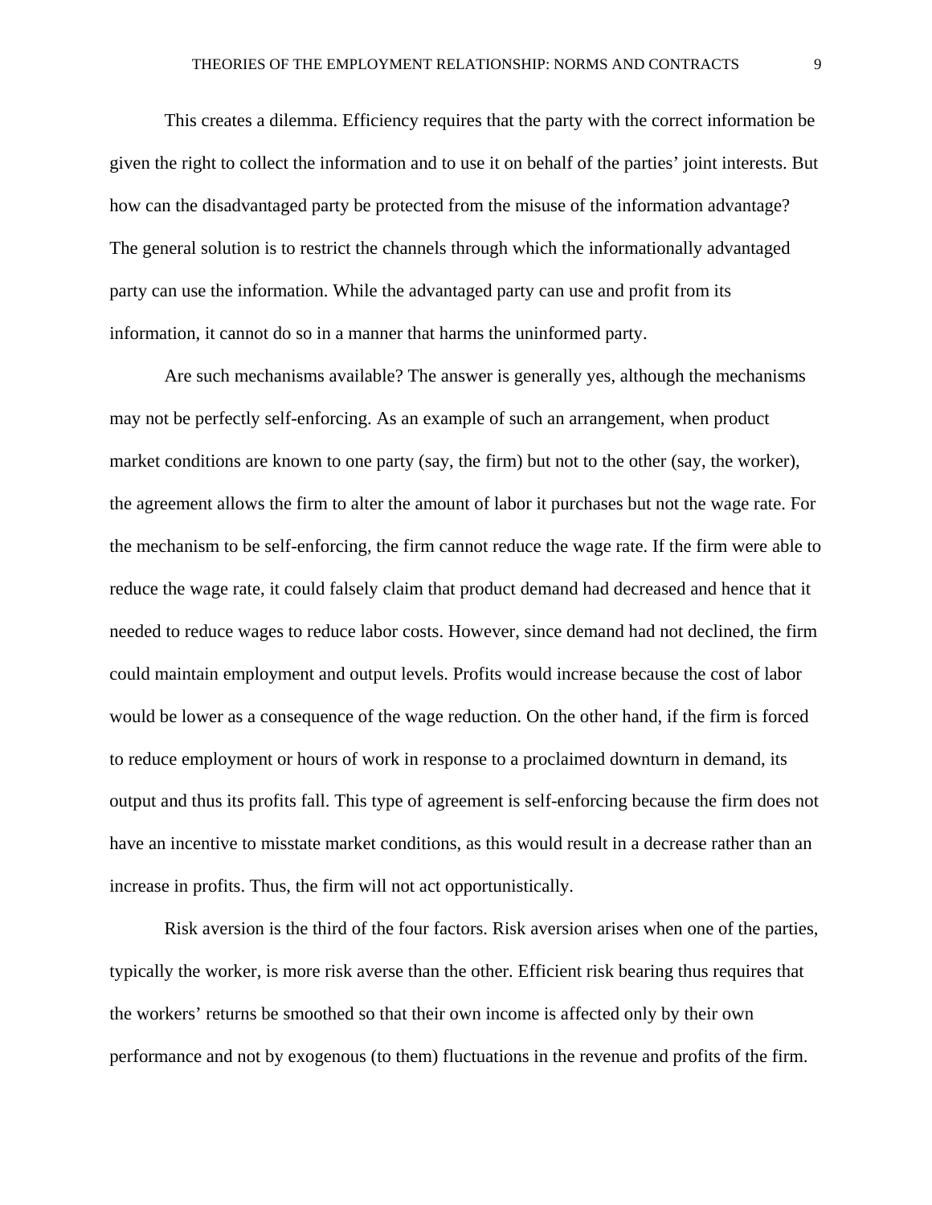This creates a dilemma. Efficiency requires that the party with the correct information be given the right to collect the information and to use it on behalf of the parties' joint interests. But how can the disadvantaged party be protected from the misuse of the information advantage? The general solution is to restrict the channels through which the informationally advantaged party can use the information. While the advantaged party can use and profit from its information, it cannot do so in a manner that harms the uninformed party.

Are such mechanisms available? The answer is generally yes, although the mechanisms may not be perfectly self-enforcing. As an example of such an arrangement, when product market conditions are known to one party (say, the firm) but not to the other (say, the worker), the agreement allows the firm to alter the amount of labor it purchases but not the wage rate. For the mechanism to be self-enforcing, the firm cannot reduce the wage rate. If the firm were able to reduce the wage rate, it could falsely claim that product demand had decreased and hence that it needed to reduce wages to reduce labor costs. However, since demand had not declined, the firm could maintain employment and output levels. Profits would increase because the cost of labor would be lower as a consequence of the wage reduction. On the other hand, if the firm is forced to reduce employment or hours of work in response to a proclaimed downturn in demand, its output and thus its profits fall. This type of agreement is self-enforcing because the firm does not have an incentive to misstate market conditions, as this would result in a decrease rather than an increase in profits. Thus, the firm will not act opportunistically.

Risk aversion is the third of the four factors. Risk aversion arises when one of the parties, typically the worker, is more risk averse than the other. Efficient risk bearing thus requires that the workers' returns be smoothed so that their own income is affected only by their own performance and not by exogenous (to them) fluctuations in the revenue and profits of the firm.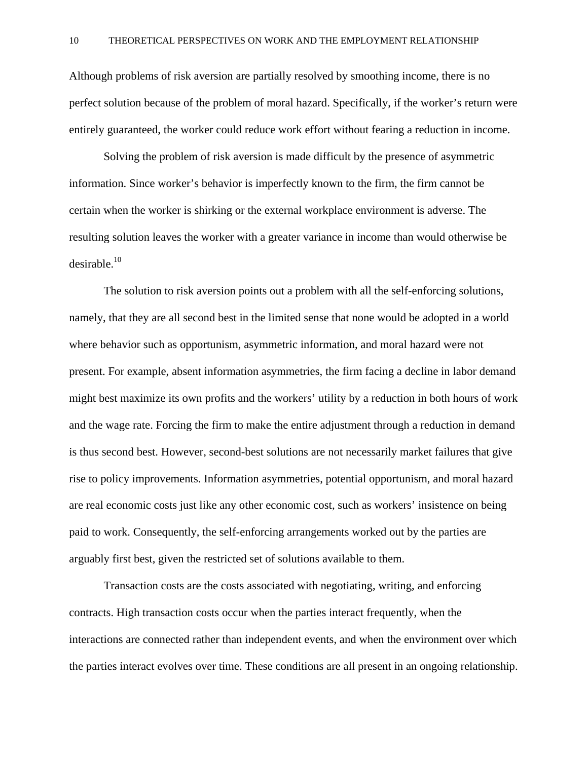Although problems of risk aversion are partially resolved by smoothing income, there is no perfect solution because of the problem of moral hazard. Specifically, if the worker's return were entirely guaranteed, the worker could reduce work effort without fearing a reduction in income.

Solving the problem of risk aversion is made difficult by the presence of asymmetric information. Since worker's behavior is imperfectly known to the firm, the firm cannot be certain when the worker is shirking or the external workplace environment is adverse. The resulting solution leaves the worker with a greater variance in income than would otherwise be desirable.[10]

The solution to risk aversion points out a problem with all the self-enforcing solutions, namely, that they are all second best in the limited sense that none would be adopted in a world where behavior such as opportunism, asymmetric information, and moral hazard were not present. For example, absent information asymmetries, the firm facing a decline in labor demand might best maximize its own profits and the workers' utility by a reduction in both hours of work and the wage rate. Forcing the firm to make the entire adjustment through a reduction in demand is thus second best. However, second-best solutions are not necessarily market failures that give rise to policy improvements. Information asymmetries, potential opportunism, and moral hazard are real economic costs just like any other economic cost, such as workers' insistence on being paid to work. Consequently, the self-enforcing arrangements worked out by the parties are arguably first best, given the restricted set of solutions available to them.

Transaction costs are the costs associated with negotiating, writing, and enforcing contracts. High transaction costs occur when the parties interact frequently, when the interactions are connected rather than independent events, and when the environment over which the parties interact evolves over time. These conditions are all present in an ongoing relationship.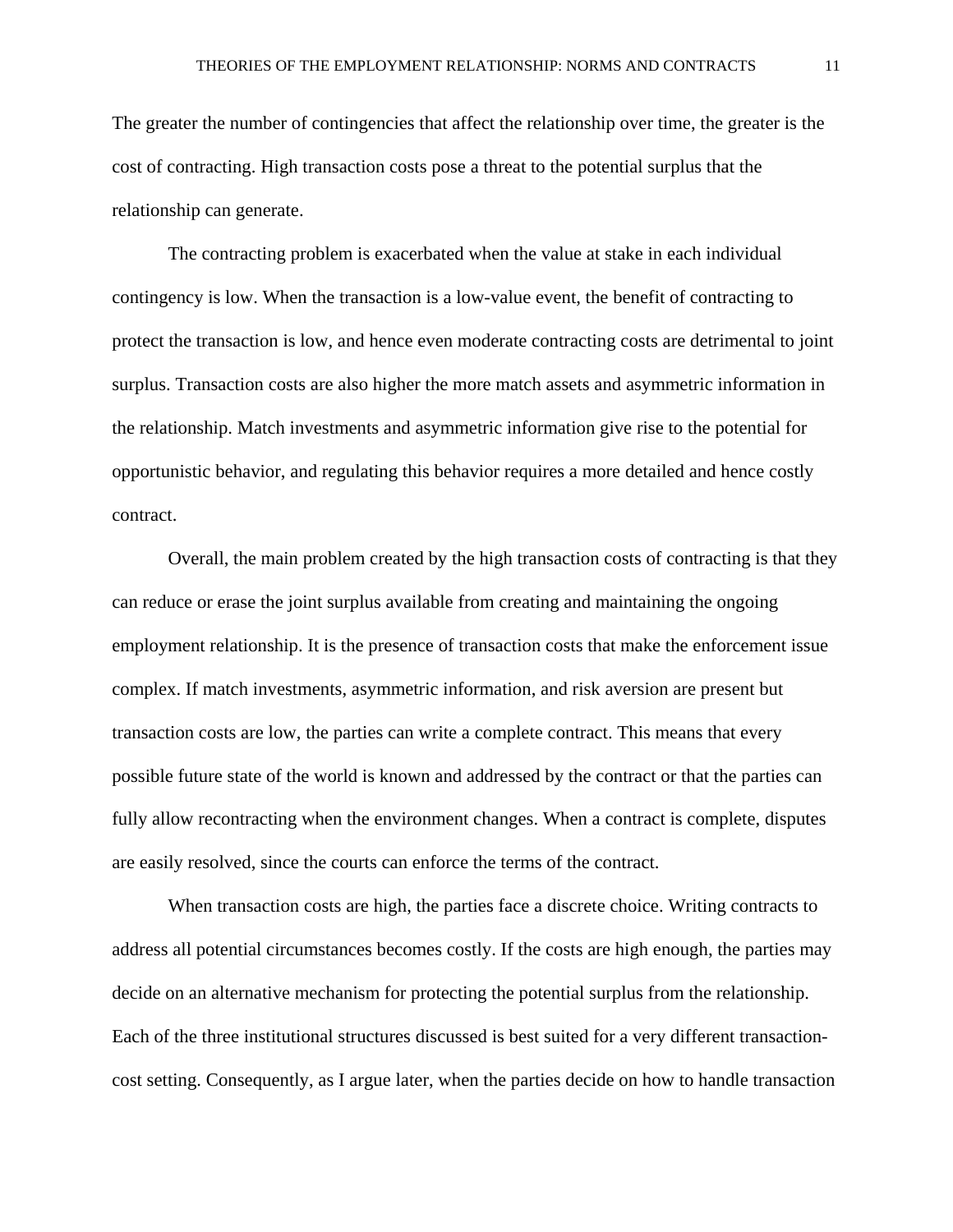The greater the number of contingencies that affect the relationship over time, the greater is the cost of contracting. High transaction costs pose a threat to the potential surplus that the relationship can generate.

The contracting problem is exacerbated when the value at stake in each individual contingency is low. When the transaction is a low-value event, the benefit of contracting to protect the transaction is low, and hence even moderate contracting costs are detrimental to joint surplus. Transaction costs are also higher the more match assets and asymmetric information in the relationship. Match investments and asymmetric information give rise to the potential for opportunistic behavior, and regulating this behavior requires a more detailed and hence costly contract.

Overall, the main problem created by the high transaction costs of contracting is that they can reduce or erase the joint surplus available from creating and maintaining the ongoing employment relationship. It is the presence of transaction costs that make the enforcement issue complex. If match investments, asymmetric information, and risk aversion are present but transaction costs are low, the parties can write a complete contract. This means that every possible future state of the world is known and addressed by the contract or that the parties can fully allow recontracting when the environment changes. When a contract is complete, disputes are easily resolved, since the courts can enforce the terms of the contract.

When transaction costs are high, the parties face a discrete choice. Writing contracts to address all potential circumstances becomes costly. If the costs are high enough, the parties may decide on an alternative mechanism for protecting the potential surplus from the relationship. Each of the three institutional structures discussed is best suited for a very different transaction-cost setting. Consequently, as I argue later, when the parties decide on how to handle transaction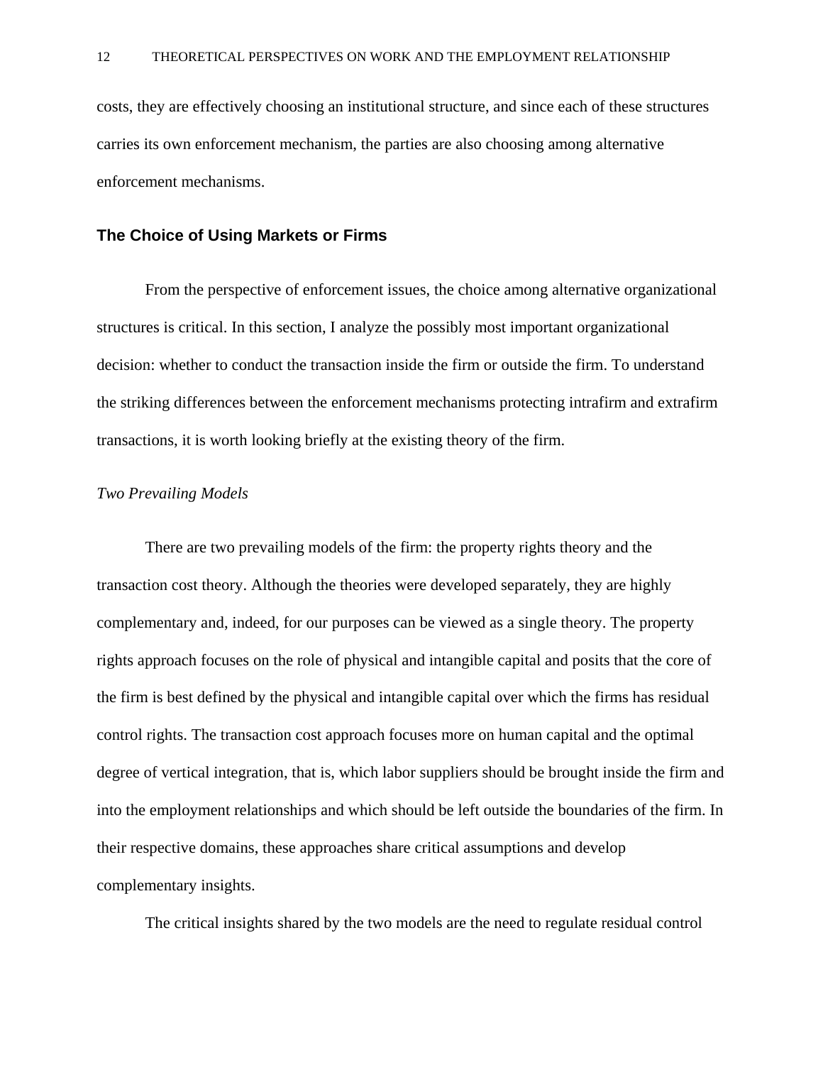costs, they are effectively choosing an institutional structure, and since each of these structures carries its own enforcement mechanism, the parties are also choosing among alternative enforcement mechanisms.

## The Choice of Using Markets or Firms

From the perspective of enforcement issues, the choice among alternative organizational structures is critical. In this section, I analyze the possibly most important organizational decision: whether to conduct the transaction inside the firm or outside the firm. To understand the striking differences between the enforcement mechanisms protecting intrafirm and extrafirm transactions, it is worth looking briefly at the existing theory of the firm.

### *Two Prevailing Models*

There are two prevailing models of the firm: the property rights theory and the transaction cost theory. Although the theories were developed separately, they are highly complementary and, indeed, for our purposes can be viewed as a single theory. The property rights approach focuses on the role of physical and intangible capital and posits that the core of the firm is best defined by the physical and intangible capital over which the firms has residual control rights. The transaction cost approach focuses more on human capital and the optimal degree of vertical integration, that is, which labor suppliers should be brought inside the firm and into the employment relationships and which should be left outside the boundaries of the firm. In their respective domains, these approaches share critical assumptions and develop complementary insights.

The critical insights shared by the two models are the need to regulate residual control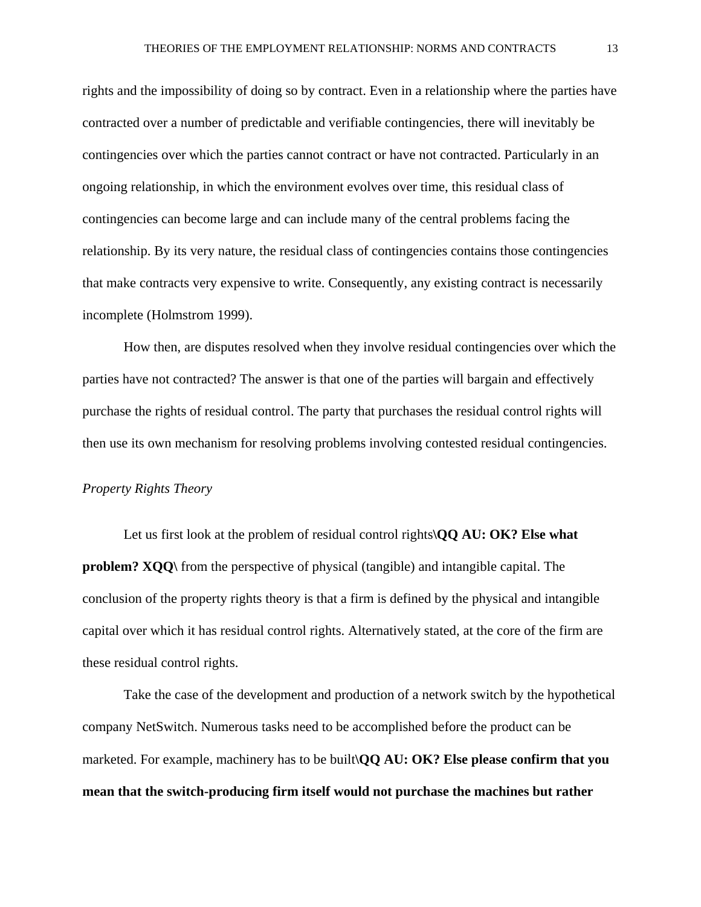rights and the impossibility of doing so by contract. Even in a relationship where the parties have contracted over a number of predictable and verifiable contingencies, there will inevitably be contingencies over which the parties cannot contract or have not contracted. Particularly in an ongoing relationship, in which the environment evolves over time, this residual class of contingencies can become large and can include many of the central problems facing the relationship. By its very nature, the residual class of contingencies contains those contingencies that make contracts very expensive to write. Consequently, any existing contract is necessarily incomplete (Holmstrom 1999).

How then, are disputes resolved when they involve residual contingencies over which the parties have not contracted? The answer is that one of the parties will bargain and effectively purchase the rights of residual control. The party that purchases the residual control rights will then use its own mechanism for resolving problems involving contested residual contingencies.

*Property Rights Theory*

Let us first look at the problem of residual control rights\**QQ AU: OK? Else what problem? XQQ**\ from the perspective of physical (tangible) and intangible capital. The conclusion of the property rights theory is that a firm is defined by the physical and intangible capital over which it has residual control rights. Alternatively stated, at the core of the firm are these residual control rights.

Take the case of the development and production of a network switch by the hypothetical company NetSwitch. Numerous tasks need to be accomplished before the product can be marketed. For example, machinery has to be built\**QQ AU: OK? Else please confirm that you mean that the switch-producing firm itself would not purchase the machines but rather**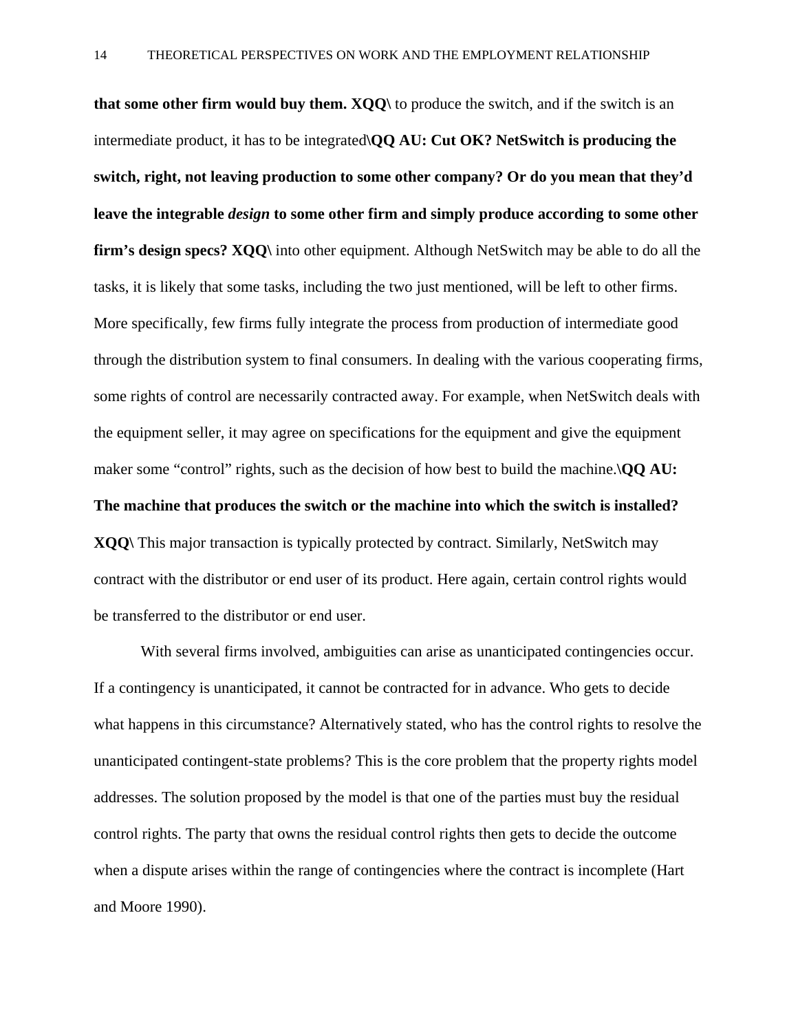**that some other firm would buy them. XQQ\** to produce the switch, and if the switch is an intermediate product, it has to be integrated**\QQ AU: Cut OK? NetSwitch is producing the switch, right, not leaving production to some other company? Or do you mean that they'd leave the integrable *design* to some other firm and simply produce according to some other firm's design specs? XQQ\** into other equipment. Although NetSwitch may be able to do all the tasks, it is likely that some tasks, including the two just mentioned, will be left to other firms. More specifically, few firms fully integrate the process from production of intermediate good through the distribution system to final consumers. In dealing with the various cooperating firms, some rights of control are necessarily contracted away. For example, when NetSwitch deals with the equipment seller, it may agree on specifications for the equipment and give the equipment maker some "control" rights, such as the decision of how best to build the machine.**\QQ AU: The machine that produces the switch or the machine into which the switch is installed? XQQ\** This major transaction is typically protected by contract. Similarly, NetSwitch may contract with the distributor or end user of its product. Here again, certain control rights would be transferred to the distributor or end user.

With several firms involved, ambiguities can arise as unanticipated contingencies occur. If a contingency is unanticipated, it cannot be contracted for in advance. Who gets to decide what happens in this circumstance? Alternatively stated, who has the control rights to resolve the unanticipated contingent-state problems? This is the core problem that the property rights model addresses. The solution proposed by the model is that one of the parties must buy the residual control rights. The party that owns the residual control rights then gets to decide the outcome when a dispute arises within the range of contingencies where the contract is incomplete (Hart and Moore 1990).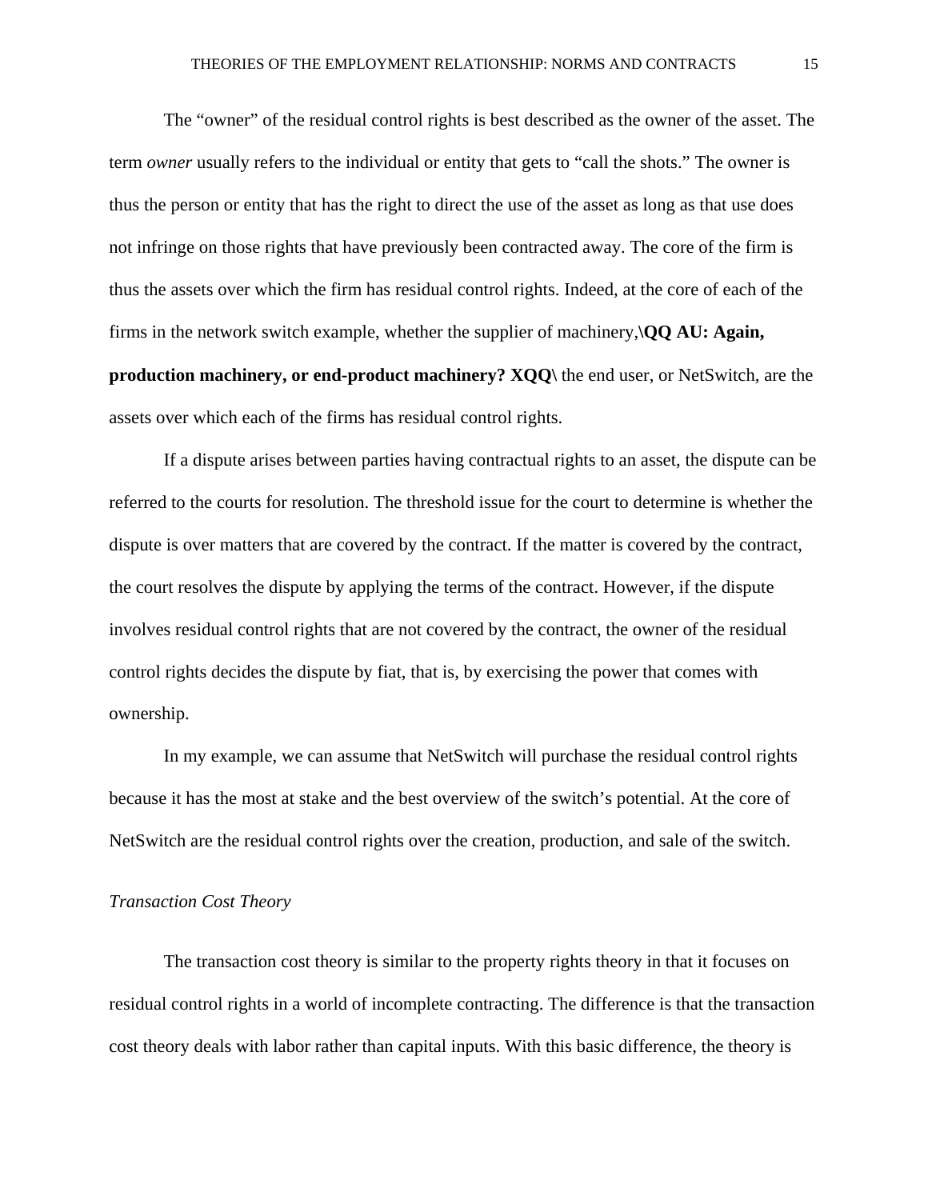The “owner” of the residual control rights is best described as the owner of the asset. The term *owner* usually refers to the individual or entity that gets to “call the shots.” The owner is thus the person or entity that has the right to direct the use of the asset as long as that use does not infringe on those rights that have previously been contracted away. The core of the firm is thus the assets over which the firm has residual control rights. Indeed, at the core of each of the firms in the network switch example, whether the supplier of machinery,\**QQ AU: Again, production machinery, or end-product machinery? XQQ\** the end user, or NetSwitch, are the assets over which each of the firms has residual control rights.

If a dispute arises between parties having contractual rights to an asset, the dispute can be referred to the courts for resolution. The threshold issue for the court to determine is whether the dispute is over matters that are covered by the contract. If the matter is covered by the contract, the court resolves the dispute by applying the terms of the contract. However, if the dispute involves residual control rights that are not covered by the contract, the owner of the residual control rights decides the dispute by fiat, that is, by exercising the power that comes with ownership.

In my example, we can assume that NetSwitch will purchase the residual control rights because it has the most at stake and the best overview of the switch’s potential. At the core of NetSwitch are the residual control rights over the creation, production, and sale of the switch.

*Transaction Cost Theory*

The transaction cost theory is similar to the property rights theory in that it focuses on residual control rights in a world of incomplete contracting. The difference is that the transaction cost theory deals with labor rather than capital inputs. With this basic difference, the theory is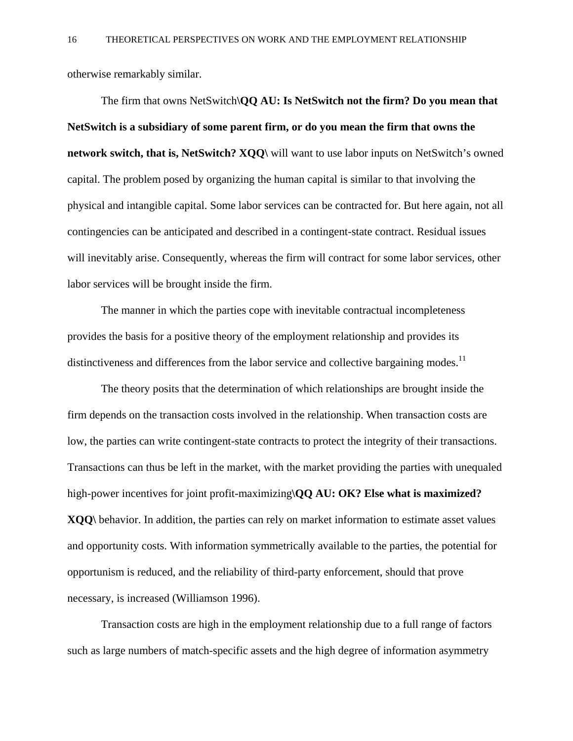otherwise remarkably similar.

The firm that owns NetSwitch\**QQ AU: Is NetSwitch not the firm? Do you mean that NetSwitch is a subsidiary of some parent firm, or do you mean the firm that owns the network switch, that is, NetSwitch? XQQ**\ will want to use labor inputs on NetSwitch's owned capital. The problem posed by organizing the human capital is similar to that involving the physical and intangible capital. Some labor services can be contracted for. But here again, not all contingencies can be anticipated and described in a contingent-state contract. Residual issues will inevitably arise. Consequently, whereas the firm will contract for some labor services, other labor services will be brought inside the firm.

The manner in which the parties cope with inevitable contractual incompleteness provides the basis for a positive theory of the employment relationship and provides its distinctiveness and differences from the labor service and collective bargaining modes.[11]

The theory posits that the determination of which relationships are brought inside the firm depends on the transaction costs involved in the relationship. When transaction costs are low, the parties can write contingent-state contracts to protect the integrity of their transactions. Transactions can thus be left in the market, with the market providing the parties with unequaled high-power incentives for joint profit-maximizing\**QQ AU: OK? Else what is maximized? XQQ**\ behavior. In addition, the parties can rely on market information to estimate asset values and opportunity costs. With information symmetrically available to the parties, the potential for opportunism is reduced, and the reliability of third-party enforcement, should that prove necessary, is increased (Williamson 1996).

Transaction costs are high in the employment relationship due to a full range of factors such as large numbers of match-specific assets and the high degree of information asymmetry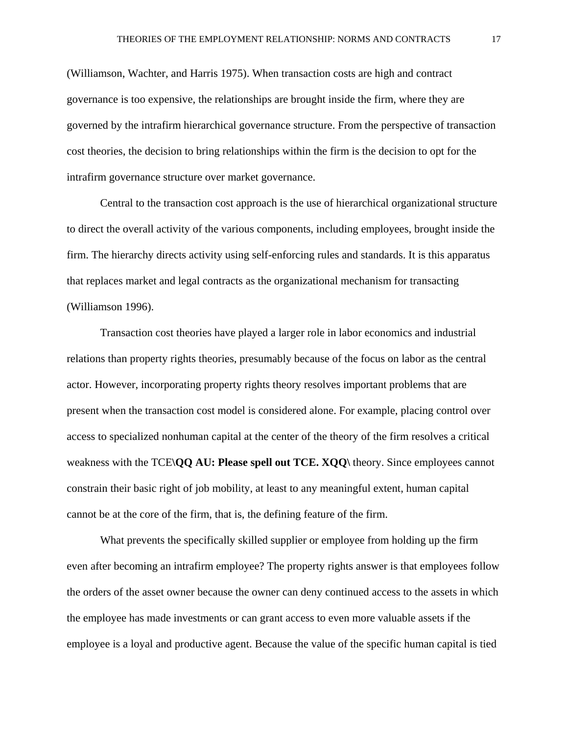(Williamson, Wachter, and Harris 1975). When transaction costs are high and contract governance is too expensive, the relationships are brought inside the firm, where they are governed by the intrafirm hierarchical governance structure. From the perspective of transaction cost theories, the decision to bring relationships within the firm is the decision to opt for the intrafirm governance structure over market governance.

Central to the transaction cost approach is the use of hierarchical organizational structure to direct the overall activity of the various components, including employees, brought inside the firm. The hierarchy directs activity using self-enforcing rules and standards. It is this apparatus that replaces market and legal contracts as the organizational mechanism for transacting (Williamson 1996).

Transaction cost theories have played a larger role in labor economics and industrial relations than property rights theories, presumably because of the focus on labor as the central actor. However, incorporating property rights theory resolves important problems that are present when the transaction cost model is considered alone. For example, placing control over access to specialized nonhuman capital at the center of the theory of the firm resolves a critical weakness with the TCE\**QQ AU: Please spell out TCE. XQQ**\ theory. Since employees cannot constrain their basic right of job mobility, at least to any meaningful extent, human capital cannot be at the core of the firm, that is, the defining feature of the firm.

What prevents the specifically skilled supplier or employee from holding up the firm even after becoming an intrafirm employee? The property rights answer is that employees follow the orders of the asset owner because the owner can deny continued access to the assets in which the employee has made investments or can grant access to even more valuable assets if the employee is a loyal and productive agent. Because the value of the specific human capital is tied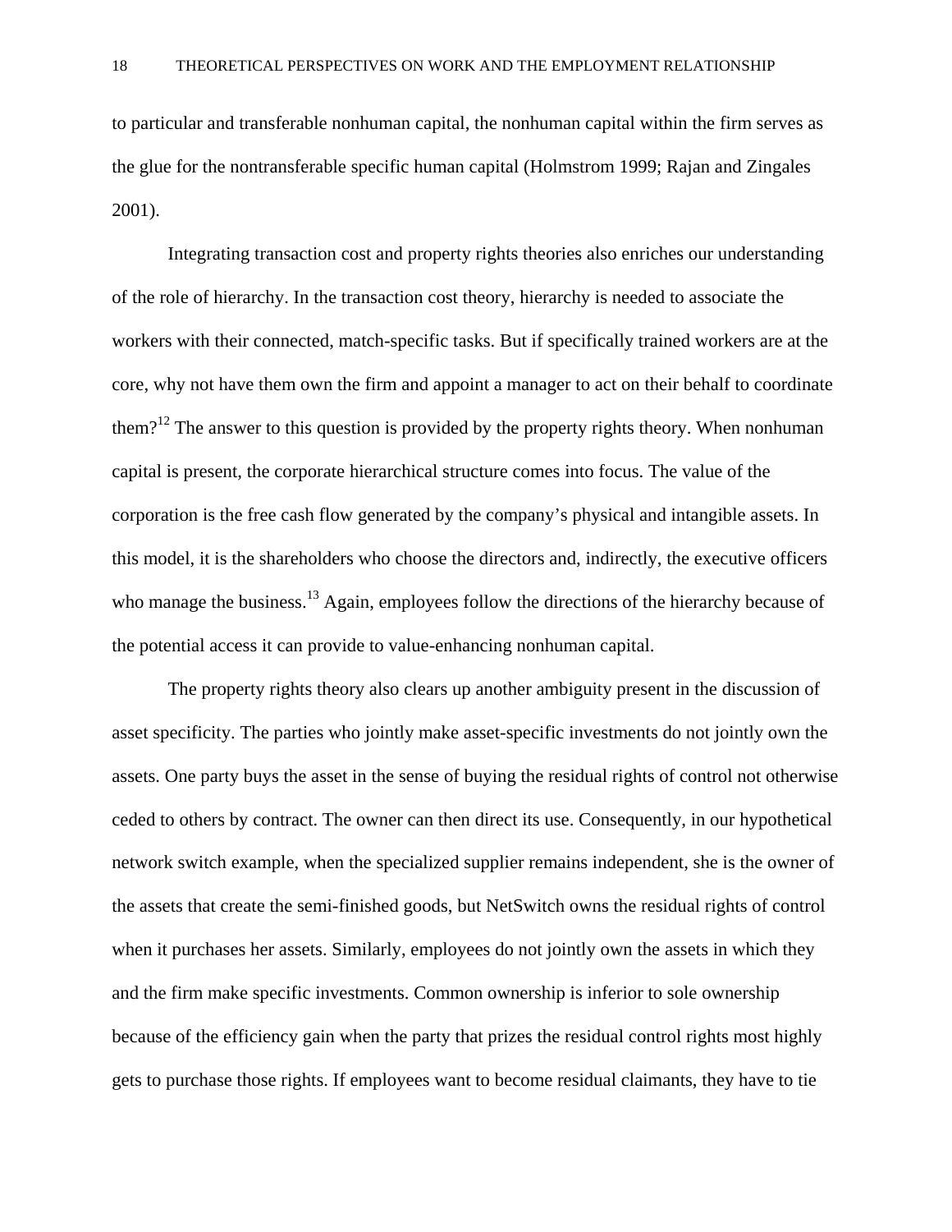to particular and transferable nonhuman capital, the nonhuman capital within the firm serves as the glue for the nontransferable specific human capital (Holmstrom 1999; Rajan and Zingales 2001).

Integrating transaction cost and property rights theories also enriches our understanding of the role of hierarchy. In the transaction cost theory, hierarchy is needed to associate the workers with their connected, match-specific tasks. But if specifically trained workers are at the core, why not have them own the firm and appoint a manager to act on their behalf to coordinate them?[12] The answer to this question is provided by the property rights theory. When nonhuman capital is present, the corporate hierarchical structure comes into focus. The value of the corporation is the free cash flow generated by the company's physical and intangible assets. In this model, it is the shareholders who choose the directors and, indirectly, the executive officers who manage the business.[13] Again, employees follow the directions of the hierarchy because of the potential access it can provide to value-enhancing nonhuman capital.

The property rights theory also clears up another ambiguity present in the discussion of asset specificity. The parties who jointly make asset-specific investments do not jointly own the assets. One party buys the asset in the sense of buying the residual rights of control not otherwise ceded to others by contract. The owner can then direct its use. Consequently, in our hypothetical network switch example, when the specialized supplier remains independent, she is the owner of the assets that create the semi-finished goods, but NetSwitch owns the residual rights of control when it purchases her assets. Similarly, employees do not jointly own the assets in which they and the firm make specific investments. Common ownership is inferior to sole ownership because of the efficiency gain when the party that prizes the residual control rights most highly gets to purchase those rights. If employees want to become residual claimants, they have to tie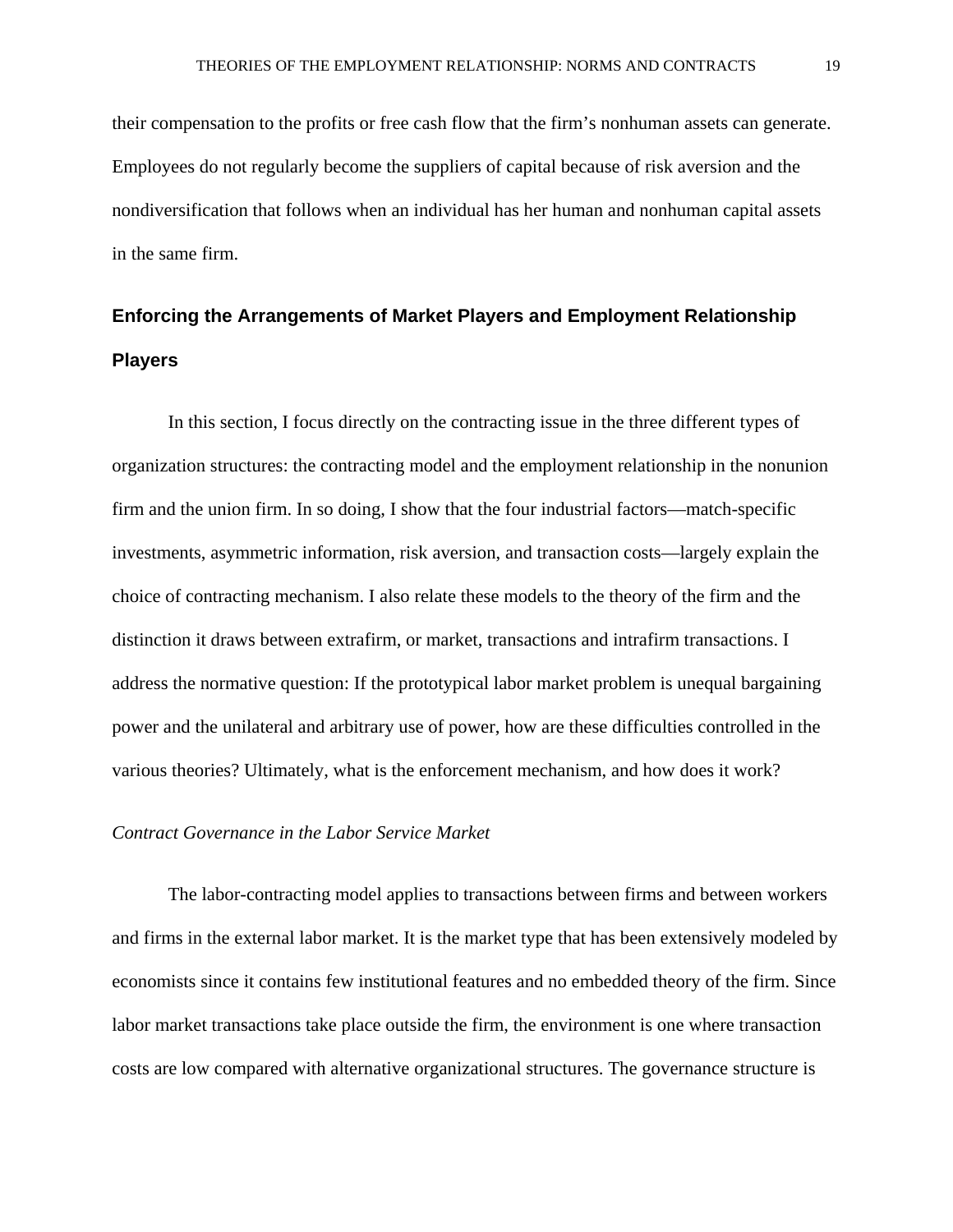their compensation to the profits or free cash flow that the firm's nonhuman assets can generate. Employees do not regularly become the suppliers of capital because of risk aversion and the nondiversification that follows when an individual has her human and nonhuman capital assets in the same firm.

## Enforcing the Arrangements of Market Players and Employment Relationship Players

In this section, I focus directly on the contracting issue in the three different types of organization structures: the contracting model and the employment relationship in the nonunion firm and the union firm. In so doing, I show that the four industrial factors—match-specific investments, asymmetric information, risk aversion, and transaction costs—largely explain the choice of contracting mechanism. I also relate these models to the theory of the firm and the distinction it draws between extrafirm, or market, transactions and intrafirm transactions. I address the normative question: If the prototypical labor market problem is unequal bargaining power and the unilateral and arbitrary use of power, how are these difficulties controlled in the various theories? Ultimately, what is the enforcement mechanism, and how does it work?

### *Contract Governance in the Labor Service Market*

The labor-contracting model applies to transactions between firms and between workers and firms in the external labor market. It is the market type that has been extensively modeled by economists since it contains few institutional features and no embedded theory of the firm. Since labor market transactions take place outside the firm, the environment is one where transaction costs are low compared with alternative organizational structures. The governance structure is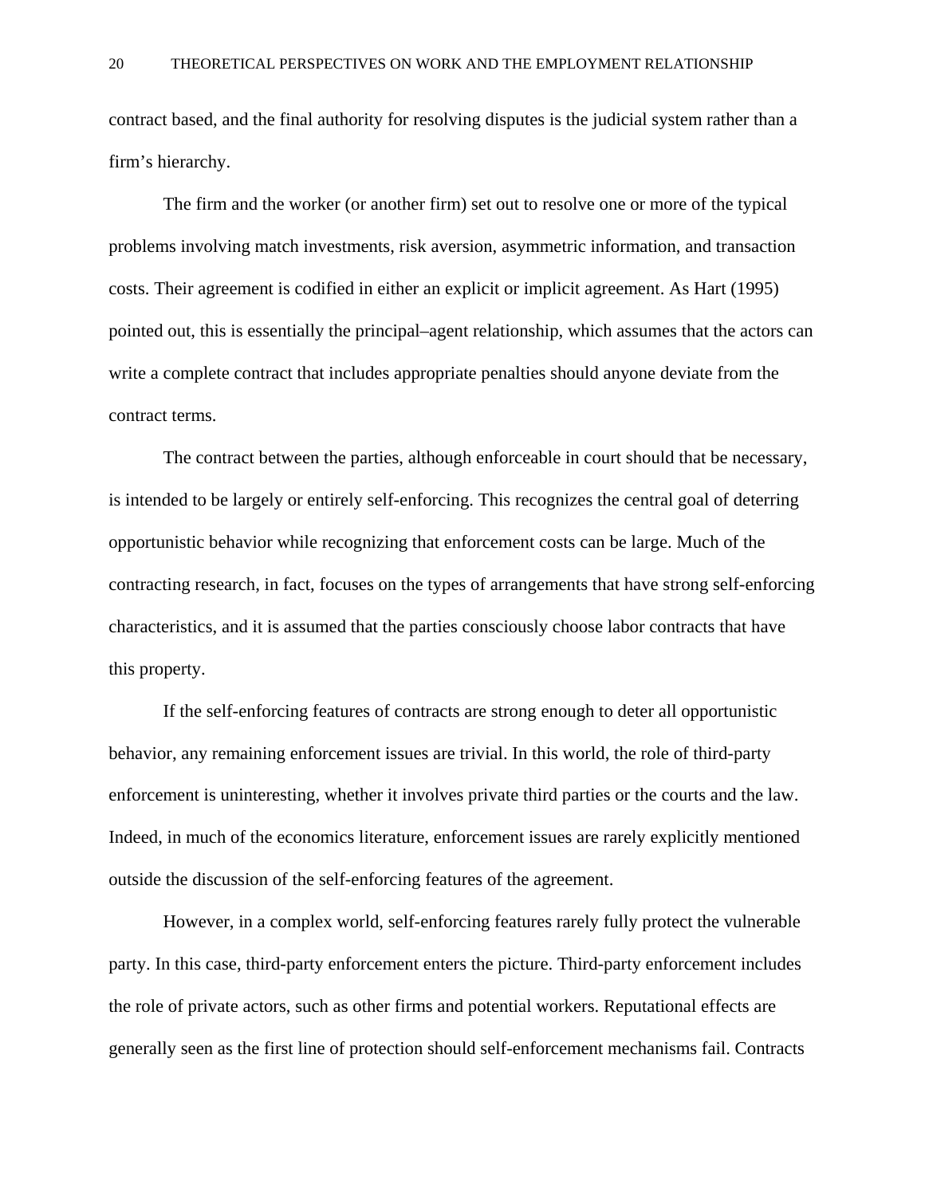contract based, and the final authority for resolving disputes is the judicial system rather than a firm's hierarchy.

The firm and the worker (or another firm) set out to resolve one or more of the typical problems involving match investments, risk aversion, asymmetric information, and transaction costs. Their agreement is codified in either an explicit or implicit agreement. As Hart (1995) pointed out, this is essentially the principal–agent relationship, which assumes that the actors can write a complete contract that includes appropriate penalties should anyone deviate from the contract terms.

The contract between the parties, although enforceable in court should that be necessary, is intended to be largely or entirely self-enforcing. This recognizes the central goal of deterring opportunistic behavior while recognizing that enforcement costs can be large. Much of the contracting research, in fact, focuses on the types of arrangements that have strong self-enforcing characteristics, and it is assumed that the parties consciously choose labor contracts that have this property.

If the self-enforcing features of contracts are strong enough to deter all opportunistic behavior, any remaining enforcement issues are trivial. In this world, the role of third-party enforcement is uninteresting, whether it involves private third parties or the courts and the law. Indeed, in much of the economics literature, enforcement issues are rarely explicitly mentioned outside the discussion of the self-enforcing features of the agreement.

However, in a complex world, self-enforcing features rarely fully protect the vulnerable party. In this case, third-party enforcement enters the picture. Third-party enforcement includes the role of private actors, such as other firms and potential workers. Reputational effects are generally seen as the first line of protection should self-enforcement mechanisms fail. Contracts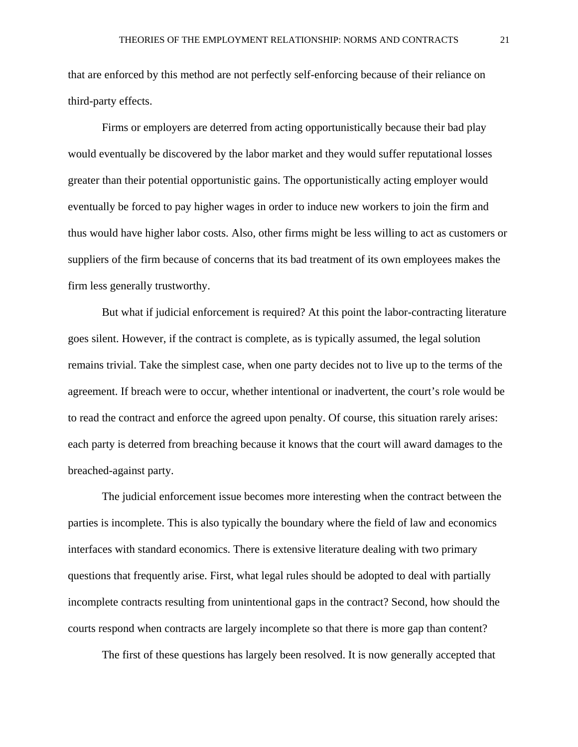that are enforced by this method are not perfectly self-enforcing because of their reliance on third-party effects.

Firms or employers are deterred from acting opportunistically because their bad play would eventually be discovered by the labor market and they would suffer reputational losses greater than their potential opportunistic gains. The opportunistically acting employer would eventually be forced to pay higher wages in order to induce new workers to join the firm and thus would have higher labor costs. Also, other firms might be less willing to act as customers or suppliers of the firm because of concerns that its bad treatment of its own employees makes the firm less generally trustworthy.

But what if judicial enforcement is required? At this point the labor-contracting literature goes silent. However, if the contract is complete, as is typically assumed, the legal solution remains trivial. Take the simplest case, when one party decides not to live up to the terms of the agreement. If breach were to occur, whether intentional or inadvertent, the court's role would be to read the contract and enforce the agreed upon penalty. Of course, this situation rarely arises: each party is deterred from breaching because it knows that the court will award damages to the breached-against party.

The judicial enforcement issue becomes more interesting when the contract between the parties is incomplete. This is also typically the boundary where the field of law and economics interfaces with standard economics. There is extensive literature dealing with two primary questions that frequently arise. First, what legal rules should be adopted to deal with partially incomplete contracts resulting from unintentional gaps in the contract? Second, how should the courts respond when contracts are largely incomplete so that there is more gap than content?

The first of these questions has largely been resolved. It is now generally accepted that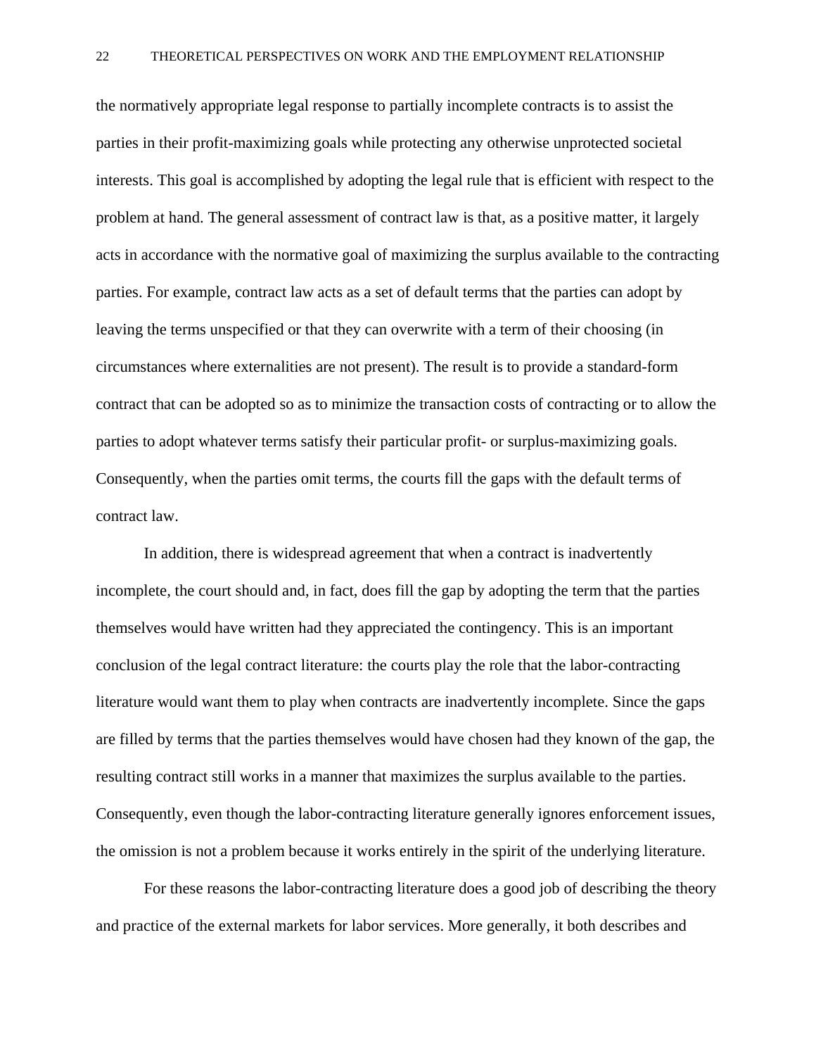the normatively appropriate legal response to partially incomplete contracts is to assist the parties in their profit-maximizing goals while protecting any otherwise unprotected societal interests. This goal is accomplished by adopting the legal rule that is efficient with respect to the problem at hand. The general assessment of contract law is that, as a positive matter, it largely acts in accordance with the normative goal of maximizing the surplus available to the contracting parties. For example, contract law acts as a set of default terms that the parties can adopt by leaving the terms unspecified or that they can overwrite with a term of their choosing (in circumstances where externalities are not present). The result is to provide a standard-form contract that can be adopted so as to minimize the transaction costs of contracting or to allow the parties to adopt whatever terms satisfy their particular profit- or surplus-maximizing goals. Consequently, when the parties omit terms, the courts fill the gaps with the default terms of contract law.

In addition, there is widespread agreement that when a contract is inadvertently incomplete, the court should and, in fact, does fill the gap by adopting the term that the parties themselves would have written had they appreciated the contingency. This is an important conclusion of the legal contract literature: the courts play the role that the labor-contracting literature would want them to play when contracts are inadvertently incomplete. Since the gaps are filled by terms that the parties themselves would have chosen had they known of the gap, the resulting contract still works in a manner that maximizes the surplus available to the parties. Consequently, even though the labor-contracting literature generally ignores enforcement issues, the omission is not a problem because it works entirely in the spirit of the underlying literature.

For these reasons the labor-contracting literature does a good job of describing the theory and practice of the external markets for labor services. More generally, it both describes and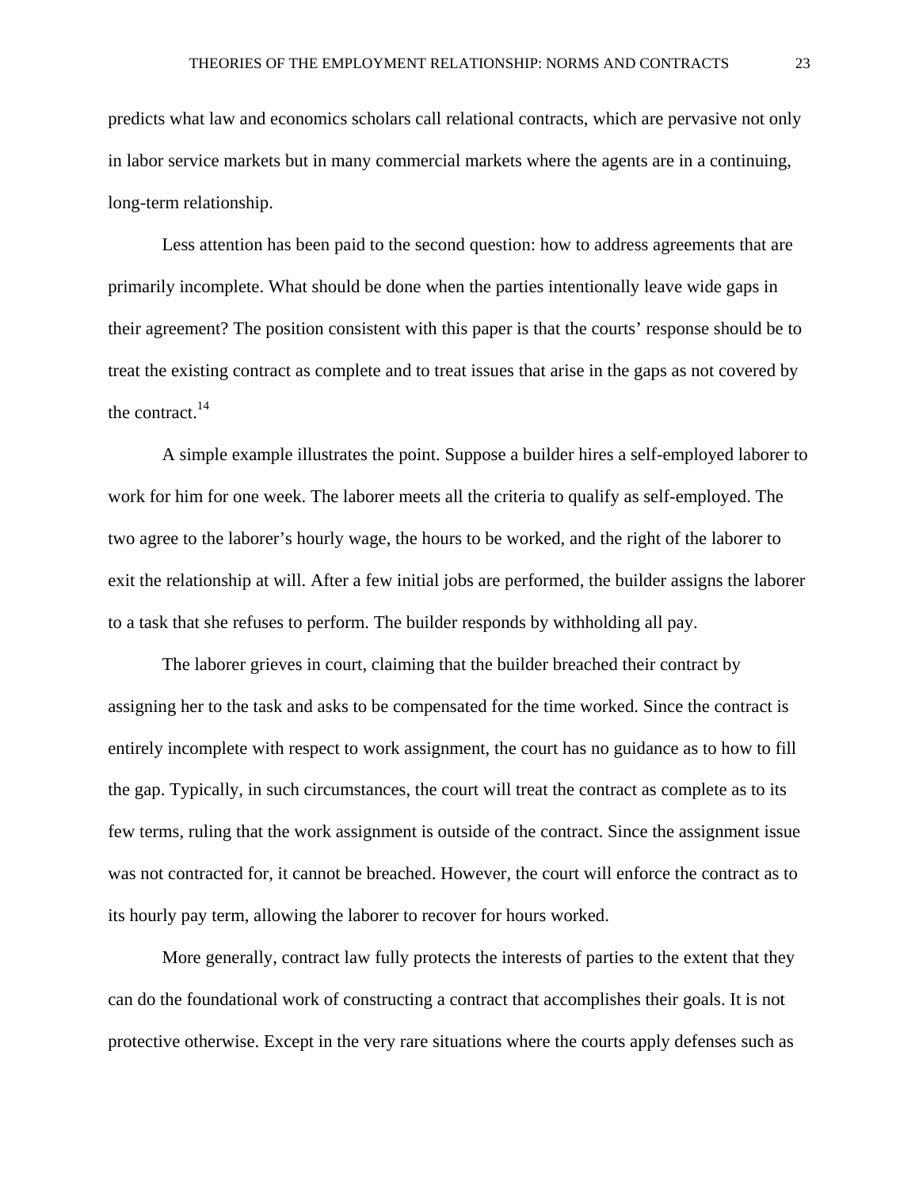predicts what law and economics scholars call relational contracts, which are pervasive not only in labor service markets but in many commercial markets where the agents are in a continuing, long-term relationship.

Less attention has been paid to the second question: how to address agreements that are primarily incomplete. What should be done when the parties intentionally leave wide gaps in their agreement? The position consistent with this paper is that the courts' response should be to treat the existing contract as complete and to treat issues that arise in the gaps as not covered by the contract.[14]

A simple example illustrates the point. Suppose a builder hires a self-employed laborer to work for him for one week. The laborer meets all the criteria to qualify as self-employed. The two agree to the laborer's hourly wage, the hours to be worked, and the right of the laborer to exit the relationship at will. After a few initial jobs are performed, the builder assigns the laborer to a task that she refuses to perform. The builder responds by withholding all pay.

The laborer grieves in court, claiming that the builder breached their contract by assigning her to the task and asks to be compensated for the time worked. Since the contract is entirely incomplete with respect to work assignment, the court has no guidance as to how to fill the gap. Typically, in such circumstances, the court will treat the contract as complete as to its few terms, ruling that the work assignment is outside of the contract. Since the assignment issue was not contracted for, it cannot be breached. However, the court will enforce the contract as to its hourly pay term, allowing the laborer to recover for hours worked.

More generally, contract law fully protects the interests of parties to the extent that they can do the foundational work of constructing a contract that accomplishes their goals. It is not protective otherwise. Except in the very rare situations where the courts apply defenses such as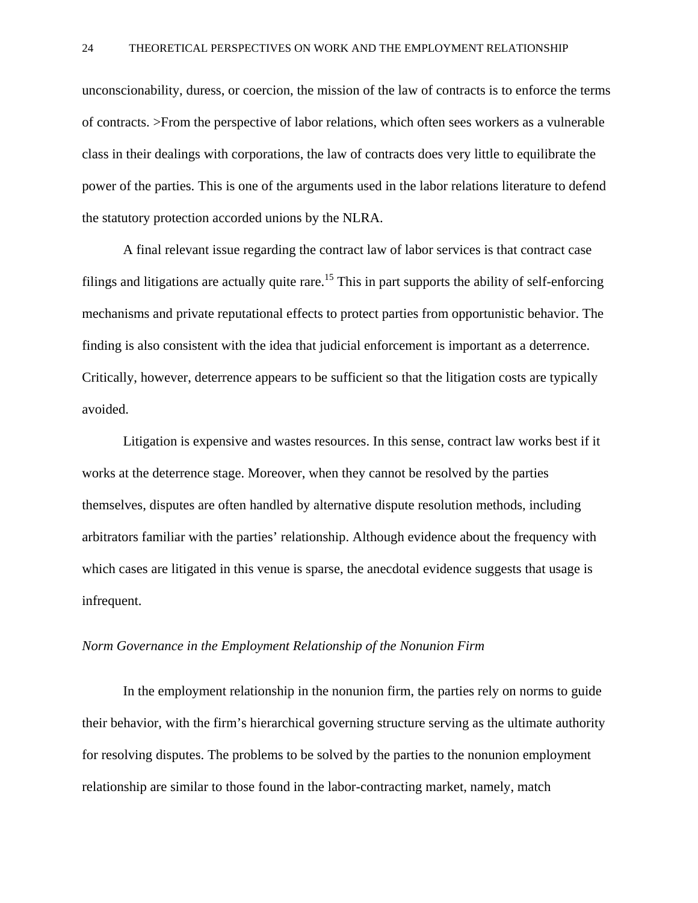unconscionability, duress, or coercion, the mission of the law of contracts is to enforce the terms of contracts. >From the perspective of labor relations, which often sees workers as a vulnerable class in their dealings with corporations, the law of contracts does very little to equilibrate the power of the parties. This is one of the arguments used in the labor relations literature to defend the statutory protection accorded unions by the NLRA.

A final relevant issue regarding the contract law of labor services is that contract case filings and litigations are actually quite rare.[15] This in part supports the ability of self-enforcing mechanisms and private reputational effects to protect parties from opportunistic behavior. The finding is also consistent with the idea that judicial enforcement is important as a deterrence. Critically, however, deterrence appears to be sufficient so that the litigation costs are typically avoided.

Litigation is expensive and wastes resources. In this sense, contract law works best if it works at the deterrence stage. Moreover, when they cannot be resolved by the parties themselves, disputes are often handled by alternative dispute resolution methods, including arbitrators familiar with the parties' relationship. Although evidence about the frequency with which cases are litigated in this venue is sparse, the anecdotal evidence suggests that usage is infrequent.

*Norm Governance in the Employment Relationship of the Nonunion Firm*

In the employment relationship in the nonunion firm, the parties rely on norms to guide their behavior, with the firm's hierarchical governing structure serving as the ultimate authority for resolving disputes. The problems to be solved by the parties to the nonunion employment relationship are similar to those found in the labor-contracting market, namely, match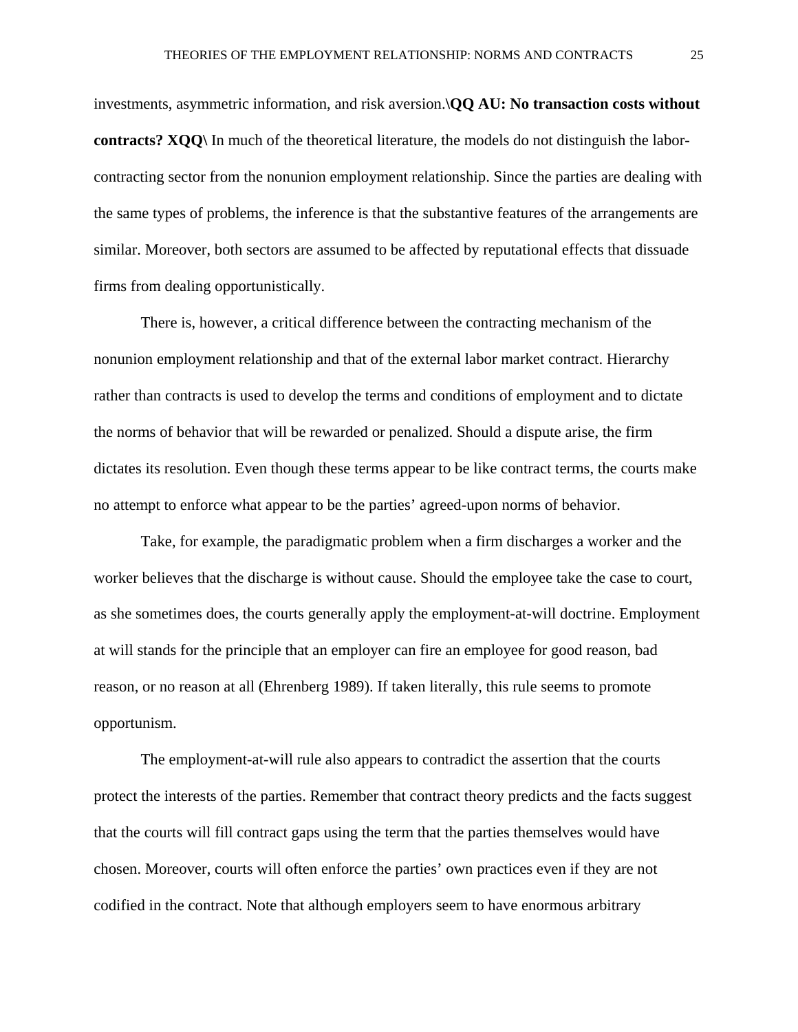investments, asymmetric information, and risk aversion.\**QQ AU: No transaction costs without contracts? XQQ\** In much of the theoretical literature, the models do not distinguish the labor-contracting sector from the nonunion employment relationship. Since the parties are dealing with the same types of problems, the inference is that the substantive features of the arrangements are similar. Moreover, both sectors are assumed to be affected by reputational effects that dissuade firms from dealing opportunistically.

There is, however, a critical difference between the contracting mechanism of the nonunion employment relationship and that of the external labor market contract. Hierarchy rather than contracts is used to develop the terms and conditions of employment and to dictate the norms of behavior that will be rewarded or penalized. Should a dispute arise, the firm dictates its resolution. Even though these terms appear to be like contract terms, the courts make no attempt to enforce what appear to be the parties' agreed-upon norms of behavior.

Take, for example, the paradigmatic problem when a firm discharges a worker and the worker believes that the discharge is without cause. Should the employee take the case to court, as she sometimes does, the courts generally apply the employment-at-will doctrine. Employment at will stands for the principle that an employer can fire an employee for good reason, bad reason, or no reason at all (Ehrenberg 1989). If taken literally, this rule seems to promote opportunism.

The employment-at-will rule also appears to contradict the assertion that the courts protect the interests of the parties. Remember that contract theory predicts and the facts suggest that the courts will fill contract gaps using the term that the parties themselves would have chosen. Moreover, courts will often enforce the parties' own practices even if they are not codified in the contract. Note that although employers seem to have enormous arbitrary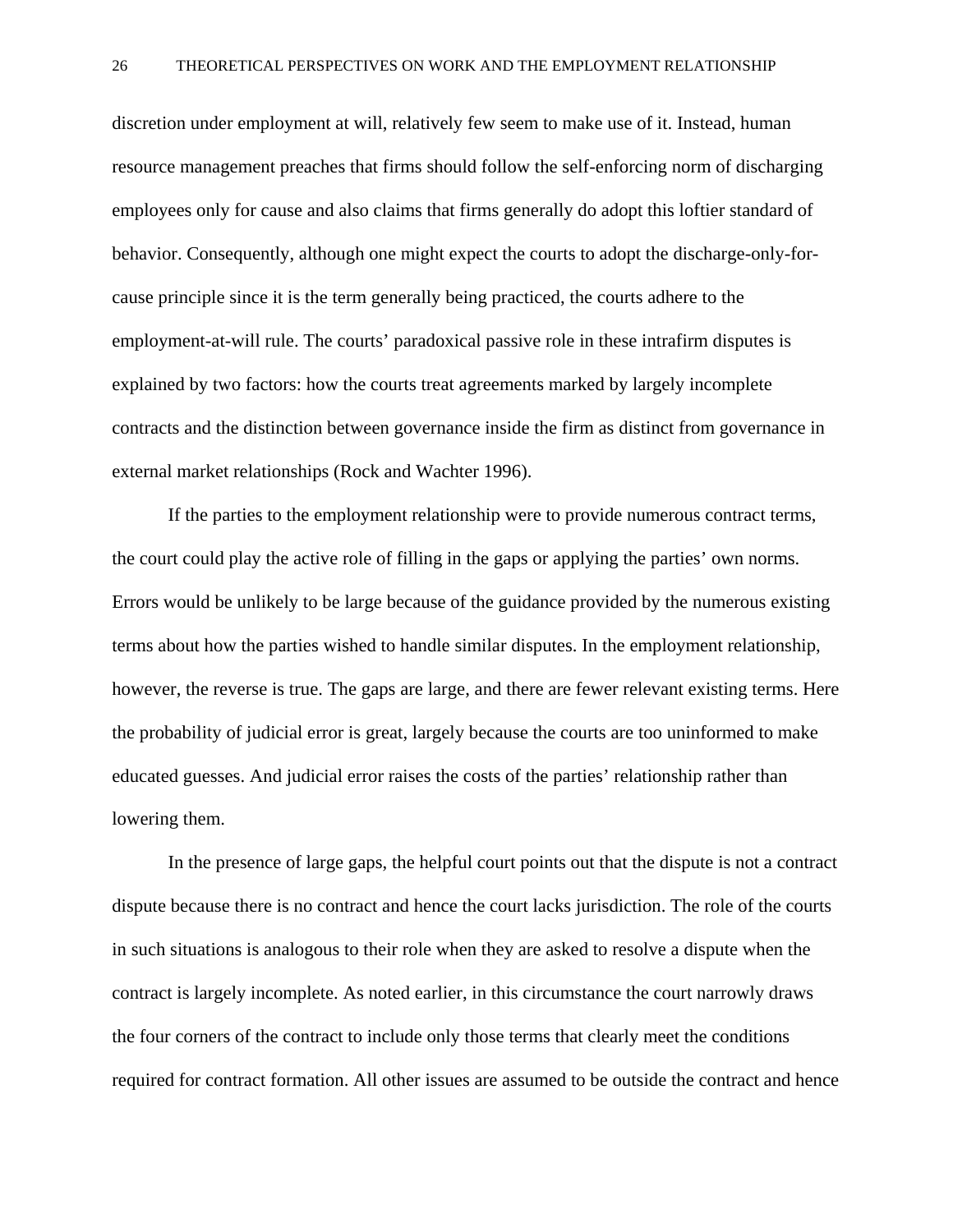discretion under employment at will, relatively few seem to make use of it. Instead, human resource management preaches that firms should follow the self-enforcing norm of discharging employees only for cause and also claims that firms generally do adopt this loftier standard of behavior. Consequently, although one might expect the courts to adopt the discharge-only-for-cause principle since it is the term generally being practiced, the courts adhere to the employment-at-will rule. The courts' paradoxical passive role in these intrafirm disputes is explained by two factors: how the courts treat agreements marked by largely incomplete contracts and the distinction between governance inside the firm as distinct from governance in external market relationships (Rock and Wachter 1996).

If the parties to the employment relationship were to provide numerous contract terms, the court could play the active role of filling in the gaps or applying the parties' own norms. Errors would be unlikely to be large because of the guidance provided by the numerous existing terms about how the parties wished to handle similar disputes. In the employment relationship, however, the reverse is true. The gaps are large, and there are fewer relevant existing terms. Here the probability of judicial error is great, largely because the courts are too uninformed to make educated guesses. And judicial error raises the costs of the parties' relationship rather than lowering them.

In the presence of large gaps, the helpful court points out that the dispute is not a contract dispute because there is no contract and hence the court lacks jurisdiction. The role of the courts in such situations is analogous to their role when they are asked to resolve a dispute when the contract is largely incomplete. As noted earlier, in this circumstance the court narrowly draws the four corners of the contract to include only those terms that clearly meet the conditions required for contract formation. All other issues are assumed to be outside the contract and hence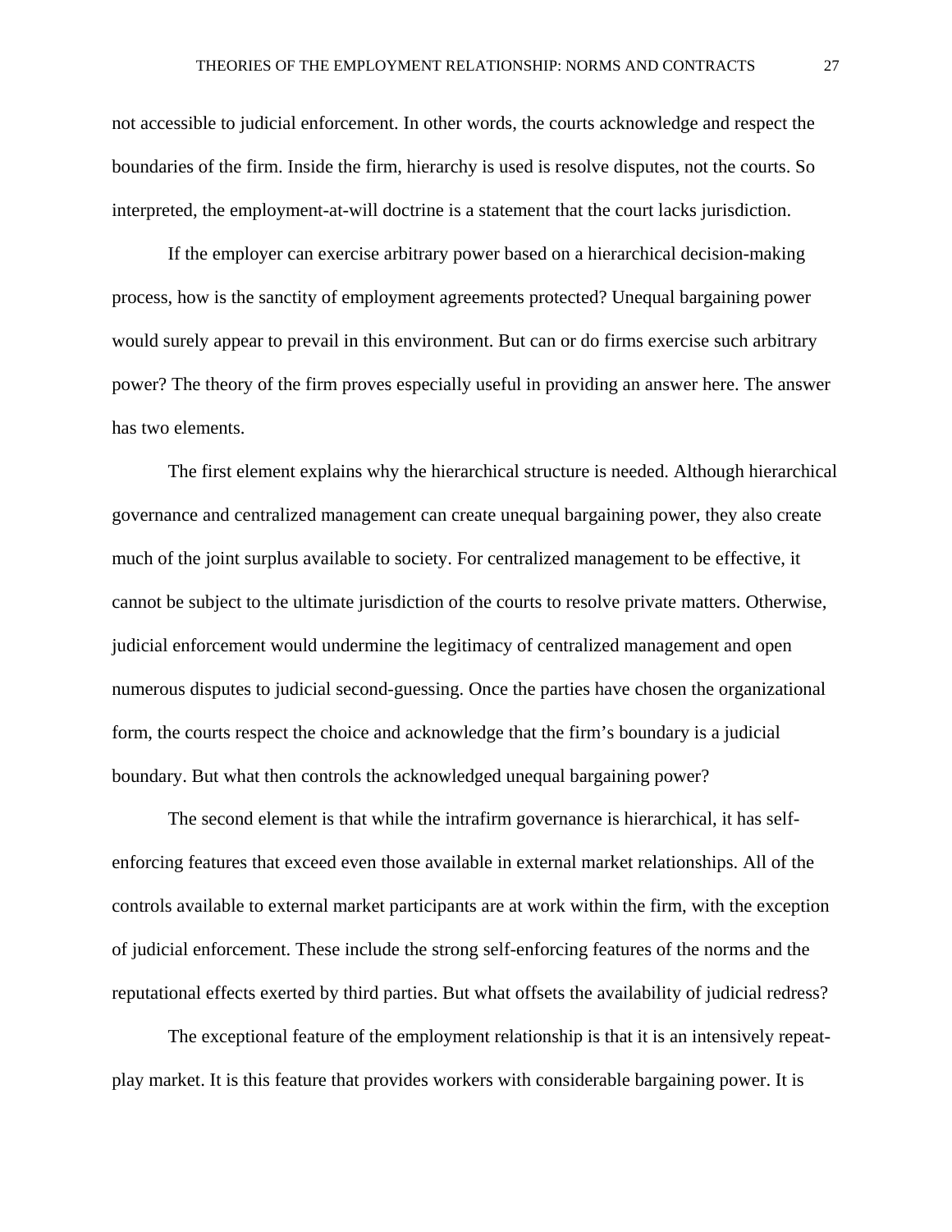not accessible to judicial enforcement. In other words, the courts acknowledge and respect the boundaries of the firm. Inside the firm, hierarchy is used is resolve disputes, not the courts. So interpreted, the employment-at-will doctrine is a statement that the court lacks jurisdiction.

If the employer can exercise arbitrary power based on a hierarchical decision-making process, how is the sanctity of employment agreements protected? Unequal bargaining power would surely appear to prevail in this environment. But can or do firms exercise such arbitrary power? The theory of the firm proves especially useful in providing an answer here. The answer has two elements.

The first element explains why the hierarchical structure is needed. Although hierarchical governance and centralized management can create unequal bargaining power, they also create much of the joint surplus available to society. For centralized management to be effective, it cannot be subject to the ultimate jurisdiction of the courts to resolve private matters. Otherwise, judicial enforcement would undermine the legitimacy of centralized management and open numerous disputes to judicial second-guessing. Once the parties have chosen the organizational form, the courts respect the choice and acknowledge that the firm's boundary is a judicial boundary. But what then controls the acknowledged unequal bargaining power?

The second element is that while the intrafirm governance is hierarchical, it has self-enforcing features that exceed even those available in external market relationships. All of the controls available to external market participants are at work within the firm, with the exception of judicial enforcement. These include the strong self-enforcing features of the norms and the reputational effects exerted by third parties. But what offsets the availability of judicial redress?

The exceptional feature of the employment relationship is that it is an intensively repeat-play market. It is this feature that provides workers with considerable bargaining power. It is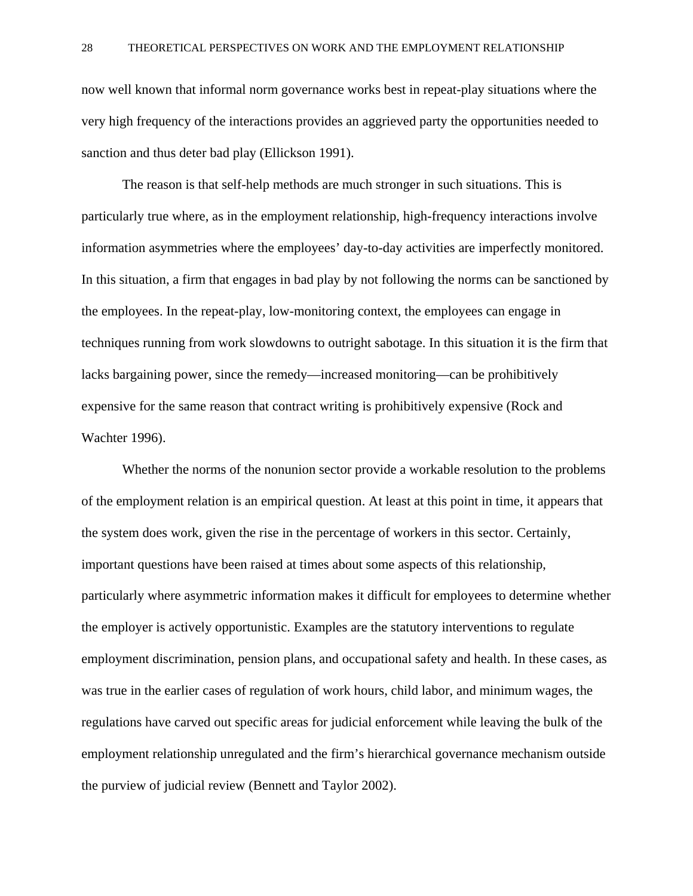now well known that informal norm governance works best in repeat-play situations where the very high frequency of the interactions provides an aggrieved party the opportunities needed to sanction and thus deter bad play (Ellickson 1991).

The reason is that self-help methods are much stronger in such situations. This is particularly true where, as in the employment relationship, high-frequency interactions involve information asymmetries where the employees' day-to-day activities are imperfectly monitored. In this situation, a firm that engages in bad play by not following the norms can be sanctioned by the employees. In the repeat-play, low-monitoring context, the employees can engage in techniques running from work slowdowns to outright sabotage. In this situation it is the firm that lacks bargaining power, since the remedy—increased monitoring—can be prohibitively expensive for the same reason that contract writing is prohibitively expensive (Rock and Wachter 1996).

Whether the norms of the nonunion sector provide a workable resolution to the problems of the employment relation is an empirical question. At least at this point in time, it appears that the system does work, given the rise in the percentage of workers in this sector. Certainly, important questions have been raised at times about some aspects of this relationship, particularly where asymmetric information makes it difficult for employees to determine whether the employer is actively opportunistic. Examples are the statutory interventions to regulate employment discrimination, pension plans, and occupational safety and health. In these cases, as was true in the earlier cases of regulation of work hours, child labor, and minimum wages, the regulations have carved out specific areas for judicial enforcement while leaving the bulk of the employment relationship unregulated and the firm's hierarchical governance mechanism outside the purview of judicial review (Bennett and Taylor 2002).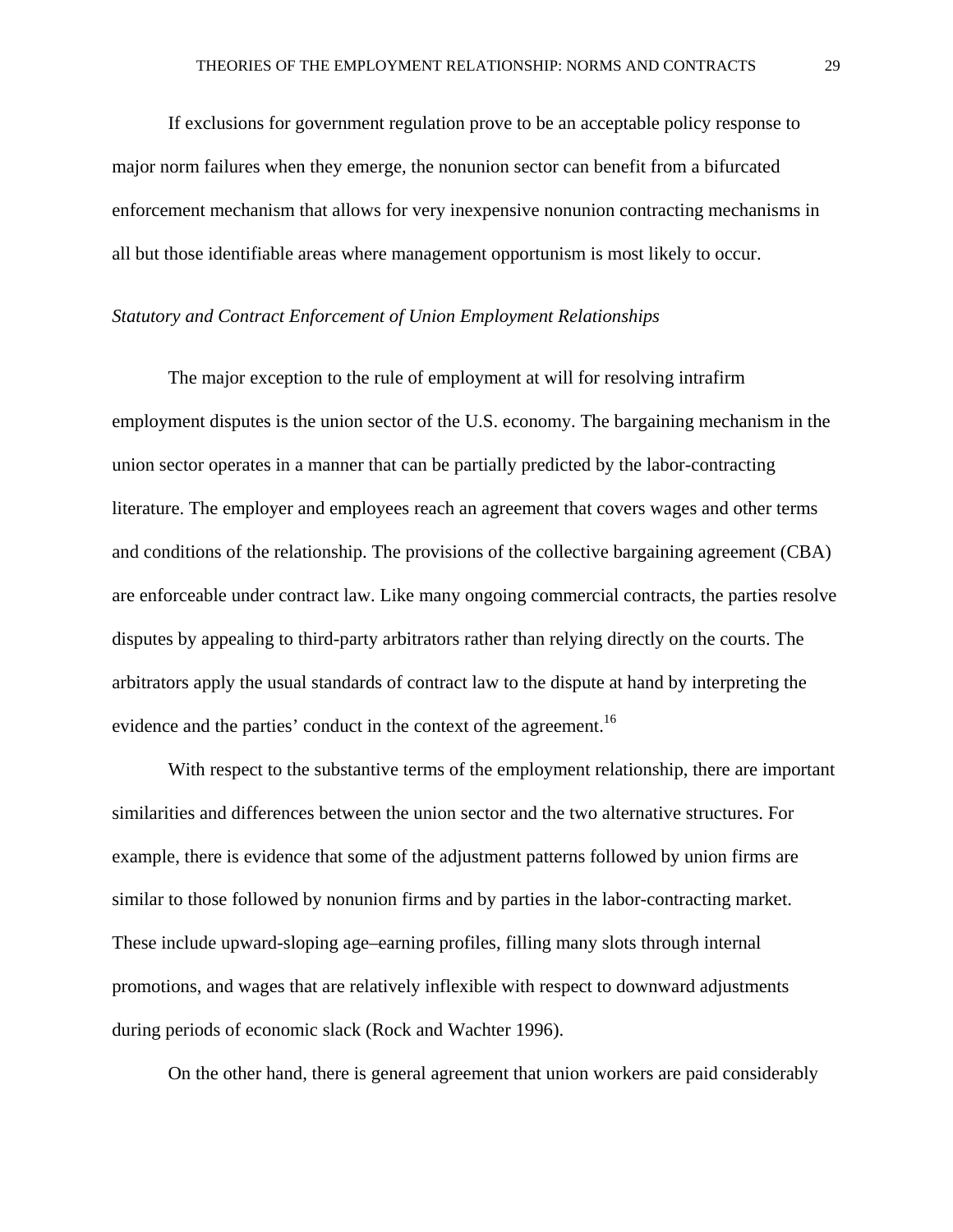If exclusions for government regulation prove to be an acceptable policy response to major norm failures when they emerge, the nonunion sector can benefit from a bifurcated enforcement mechanism that allows for very inexpensive nonunion contracting mechanisms in all but those identifiable areas where management opportunism is most likely to occur.

*Statutory and Contract Enforcement of Union Employment Relationships*

The major exception to the rule of employment at will for resolving intrafirm employment disputes is the union sector of the U.S. economy. The bargaining mechanism in the union sector operates in a manner that can be partially predicted by the labor-contracting literature. The employer and employees reach an agreement that covers wages and other terms and conditions of the relationship. The provisions of the collective bargaining agreement (CBA) are enforceable under contract law. Like many ongoing commercial contracts, the parties resolve disputes by appealing to third-party arbitrators rather than relying directly on the courts. The arbitrators apply the usual standards of contract law to the dispute at hand by interpreting the evidence and the parties' conduct in the context of the agreement.[16]

With respect to the substantive terms of the employment relationship, there are important similarities and differences between the union sector and the two alternative structures. For example, there is evidence that some of the adjustment patterns followed by union firms are similar to those followed by nonunion firms and by parties in the labor-contracting market. These include upward-sloping age–earning profiles, filling many slots through internal promotions, and wages that are relatively inflexible with respect to downward adjustments during periods of economic slack (Rock and Wachter 1996).

On the other hand, there is general agreement that union workers are paid considerably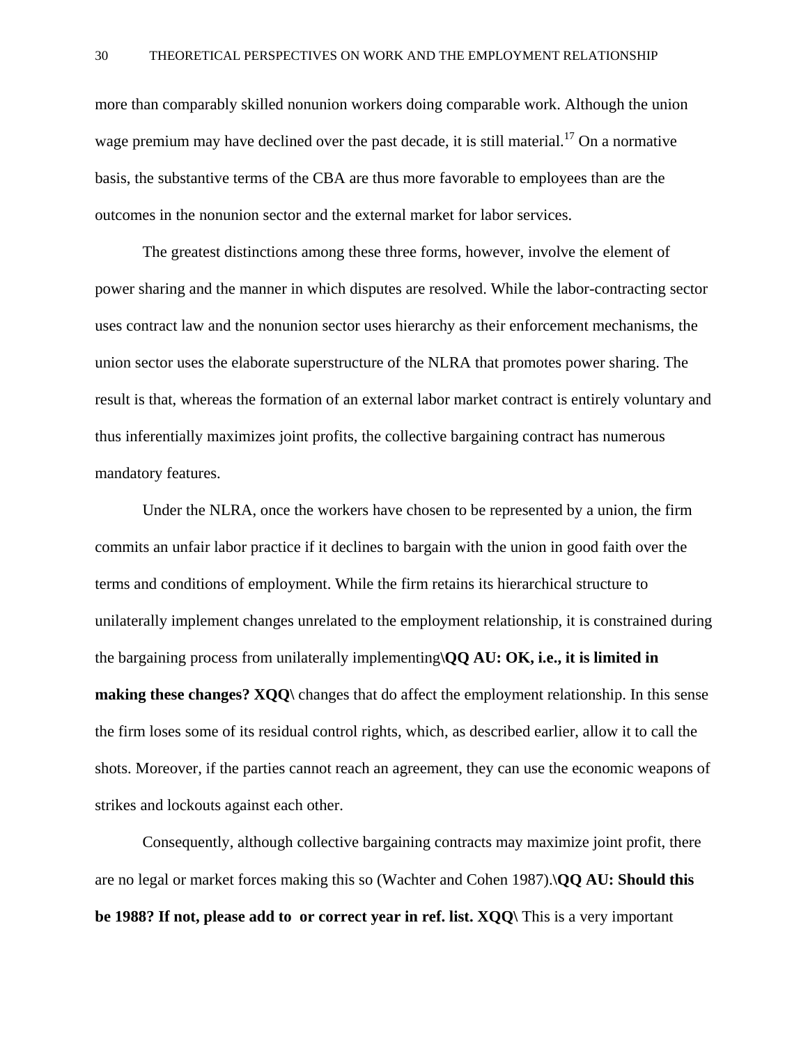more than comparably skilled nonunion workers doing comparable work. Although the union wage premium may have declined over the past decade, it is still material.[17] On a normative basis, the substantive terms of the CBA are thus more favorable to employees than are the outcomes in the nonunion sector and the external market for labor services.

The greatest distinctions among these three forms, however, involve the element of power sharing and the manner in which disputes are resolved. While the labor-contracting sector uses contract law and the nonunion sector uses hierarchy as their enforcement mechanisms, the union sector uses the elaborate superstructure of the NLRA that promotes power sharing. The result is that, whereas the formation of an external labor market contract is entirely voluntary and thus inferentially maximizes joint profits, the collective bargaining contract has numerous mandatory features.

Under the NLRA, once the workers have chosen to be represented by a union, the firm commits an unfair labor practice if it declines to bargain with the union in good faith over the terms and conditions of employment. While the firm retains its hierarchical structure to unilaterally implement changes unrelated to the employment relationship, it is constrained during the bargaining process from unilaterally implementing**\QQ AU: OK, i.e., it is limited in making these changes? XQQ\** changes that do affect the employment relationship. In this sense the firm loses some of its residual control rights, which, as described earlier, allow it to call the shots. Moreover, if the parties cannot reach an agreement, they can use the economic weapons of strikes and lockouts against each other.

Consequently, although collective bargaining contracts may maximize joint profit, there are no legal or market forces making this so (Wachter and Cohen 1987).**\QQ AU: Should this be 1988? If not, please add to or correct year in ref. list. XQQ\** This is a very important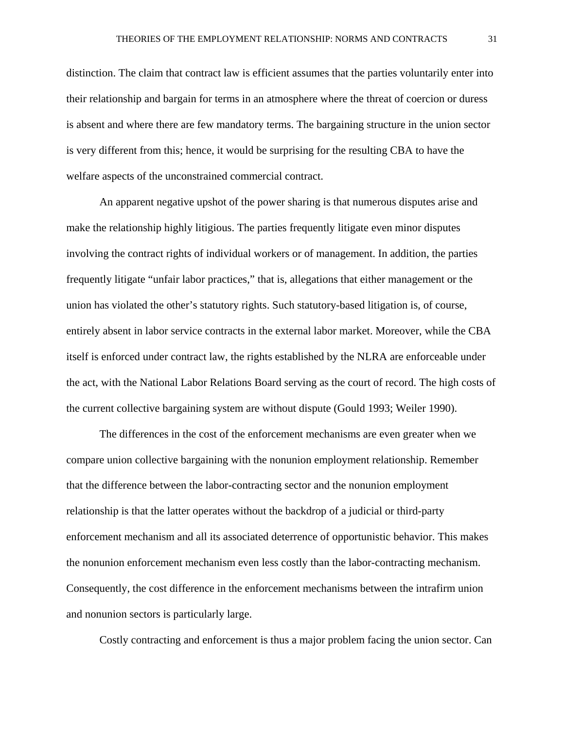distinction. The claim that contract law is efficient assumes that the parties voluntarily enter into their relationship and bargain for terms in an atmosphere where the threat of coercion or duress is absent and where there are few mandatory terms. The bargaining structure in the union sector is very different from this; hence, it would be surprising for the resulting CBA to have the welfare aspects of the unconstrained commercial contract.

An apparent negative upshot of the power sharing is that numerous disputes arise and make the relationship highly litigious. The parties frequently litigate even minor disputes involving the contract rights of individual workers or of management. In addition, the parties frequently litigate "unfair labor practices," that is, allegations that either management or the union has violated the other's statutory rights. Such statutory-based litigation is, of course, entirely absent in labor service contracts in the external labor market. Moreover, while the CBA itself is enforced under contract law, the rights established by the NLRA are enforceable under the act, with the National Labor Relations Board serving as the court of record. The high costs of the current collective bargaining system are without dispute (Gould 1993; Weiler 1990).

The differences in the cost of the enforcement mechanisms are even greater when we compare union collective bargaining with the nonunion employment relationship. Remember that the difference between the labor-contracting sector and the nonunion employment relationship is that the latter operates without the backdrop of a judicial or third-party enforcement mechanism and all its associated deterrence of opportunistic behavior. This makes the nonunion enforcement mechanism even less costly than the labor-contracting mechanism. Consequently, the cost difference in the enforcement mechanisms between the intrafirm union and nonunion sectors is particularly large.

Costly contracting and enforcement is thus a major problem facing the union sector. Can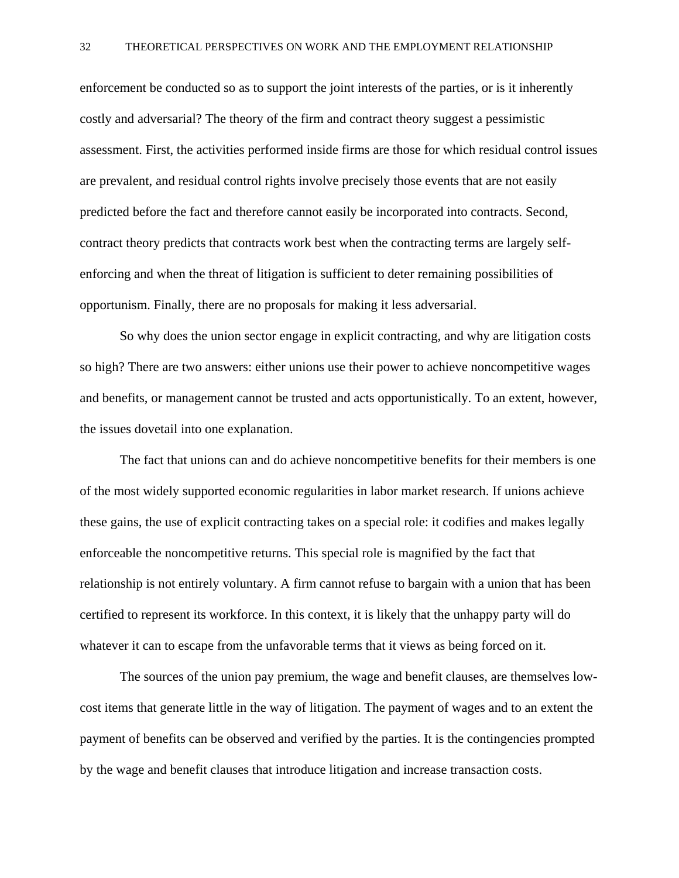enforcement be conducted so as to support the joint interests of the parties, or is it inherently costly and adversarial? The theory of the firm and contract theory suggest a pessimistic assessment. First, the activities performed inside firms are those for which residual control issues are prevalent, and residual control rights involve precisely those events that are not easily predicted before the fact and therefore cannot easily be incorporated into contracts. Second, contract theory predicts that contracts work best when the contracting terms are largely self-enforcing and when the threat of litigation is sufficient to deter remaining possibilities of opportunism. Finally, there are no proposals for making it less adversarial.

So why does the union sector engage in explicit contracting, and why are litigation costs so high? There are two answers: either unions use their power to achieve noncompetitive wages and benefits, or management cannot be trusted and acts opportunistically. To an extent, however, the issues dovetail into one explanation.

The fact that unions can and do achieve noncompetitive benefits for their members is one of the most widely supported economic regularities in labor market research. If unions achieve these gains, the use of explicit contracting takes on a special role: it codifies and makes legally enforceable the noncompetitive returns. This special role is magnified by the fact that relationship is not entirely voluntary. A firm cannot refuse to bargain with a union that has been certified to represent its workforce. In this context, it is likely that the unhappy party will do whatever it can to escape from the unfavorable terms that it views as being forced on it.

The sources of the union pay premium, the wage and benefit clauses, are themselves low-cost items that generate little in the way of litigation. The payment of wages and to an extent the payment of benefits can be observed and verified by the parties. It is the contingencies prompted by the wage and benefit clauses that introduce litigation and increase transaction costs.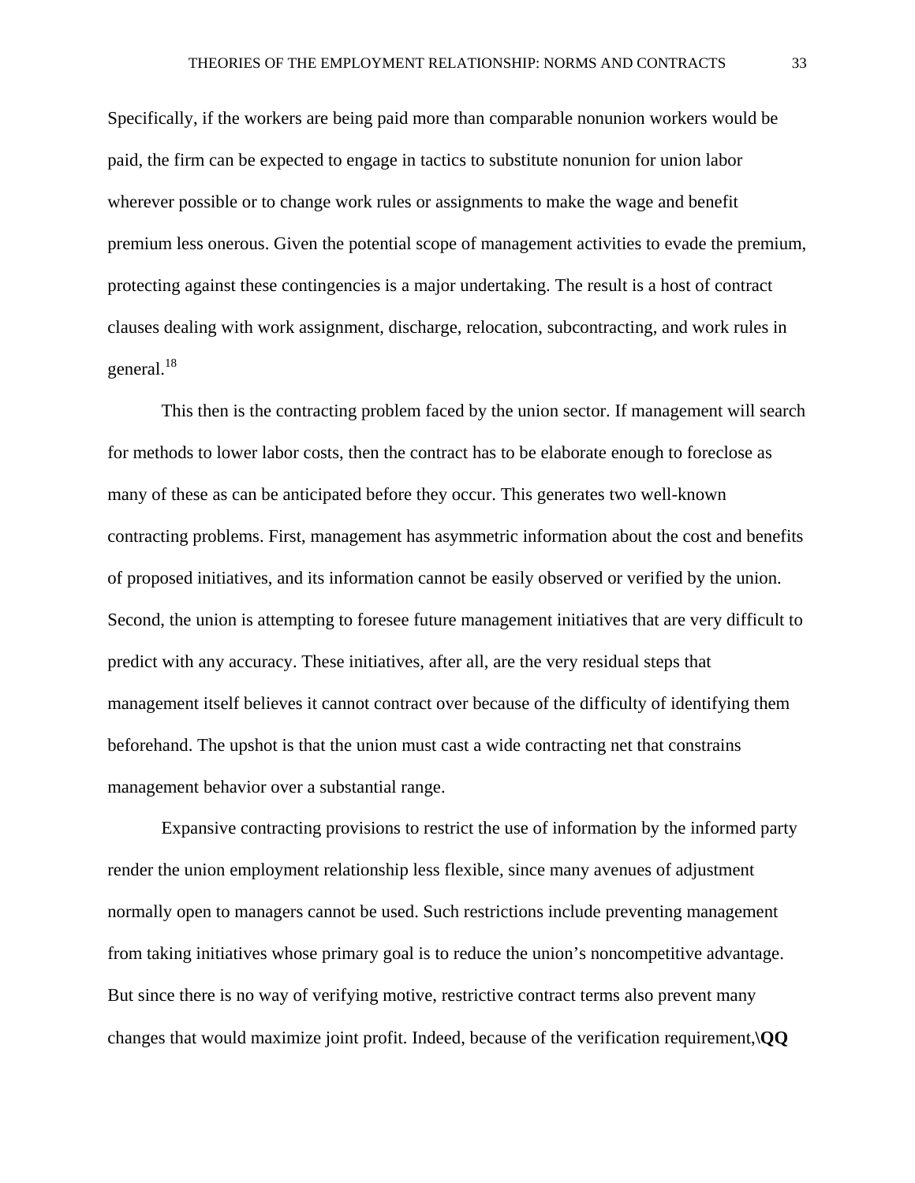Specifically, if the workers are being paid more than comparable nonunion workers would be paid, the firm can be expected to engage in tactics to substitute nonunion for union labor wherever possible or to change work rules or assignments to make the wage and benefit premium less onerous. Given the potential scope of management activities to evade the premium, protecting against these contingencies is a major undertaking. The result is a host of contract clauses dealing with work assignment, discharge, relocation, subcontracting, and work rules in general.[18]

This then is the contracting problem faced by the union sector. If management will search for methods to lower labor costs, then the contract has to be elaborate enough to foreclose as many of these as can be anticipated before they occur. This generates two well-known contracting problems. First, management has asymmetric information about the cost and benefits of proposed initiatives, and its information cannot be easily observed or verified by the union. Second, the union is attempting to foresee future management initiatives that are very difficult to predict with any accuracy. These initiatives, after all, are the very residual steps that management itself believes it cannot contract over because of the difficulty of identifying them beforehand. The upshot is that the union must cast a wide contracting net that constrains management behavior over a substantial range.

Expansive contracting provisions to restrict the use of information by the informed party render the union employment relationship less flexible, since many avenues of adjustment normally open to managers cannot be used. Such restrictions include preventing management from taking initiatives whose primary goal is to reduce the union's noncompetitive advantage. But since there is no way of verifying motive, restrictive contract terms also prevent many changes that would maximize joint profit. Indeed, because of the verification requirement,\**QQ**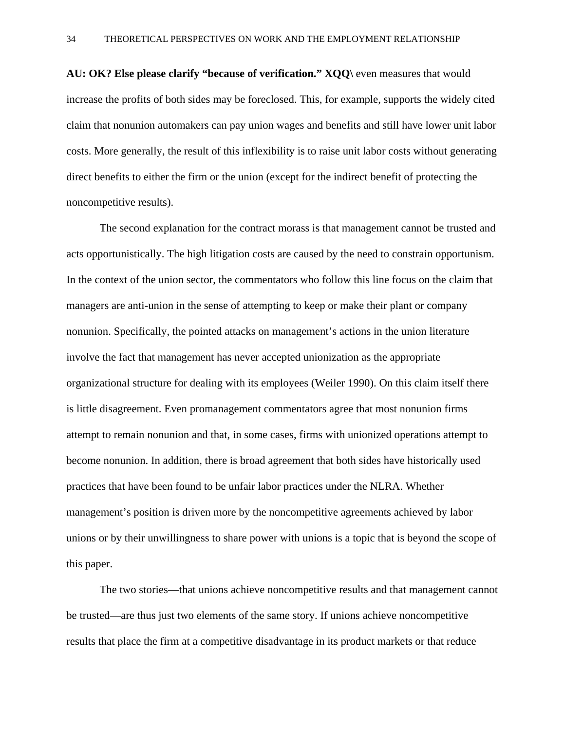**AU: OK? Else please clarify "because of verification." XQQ\** even measures that would increase the profits of both sides may be foreclosed. This, for example, supports the widely cited claim that nonunion automakers can pay union wages and benefits and still have lower unit labor costs. More generally, the result of this inflexibility is to raise unit labor costs without generating direct benefits to either the firm or the union (except for the indirect benefit of protecting the noncompetitive results).

The second explanation for the contract morass is that management cannot be trusted and acts opportunistically. The high litigation costs are caused by the need to constrain opportunism. In the context of the union sector, the commentators who follow this line focus on the claim that managers are anti-union in the sense of attempting to keep or make their plant or company nonunion. Specifically, the pointed attacks on management's actions in the union literature involve the fact that management has never accepted unionization as the appropriate organizational structure for dealing with its employees (Weiler 1990). On this claim itself there is little disagreement. Even promanagement commentators agree that most nonunion firms attempt to remain nonunion and that, in some cases, firms with unionized operations attempt to become nonunion. In addition, there is broad agreement that both sides have historically used practices that have been found to be unfair labor practices under the NLRA. Whether management's position is driven more by the noncompetitive agreements achieved by labor unions or by their unwillingness to share power with unions is a topic that is beyond the scope of this paper.

The two stories—that unions achieve noncompetitive results and that management cannot be trusted—are thus just two elements of the same story. If unions achieve noncompetitive results that place the firm at a competitive disadvantage in its product markets or that reduce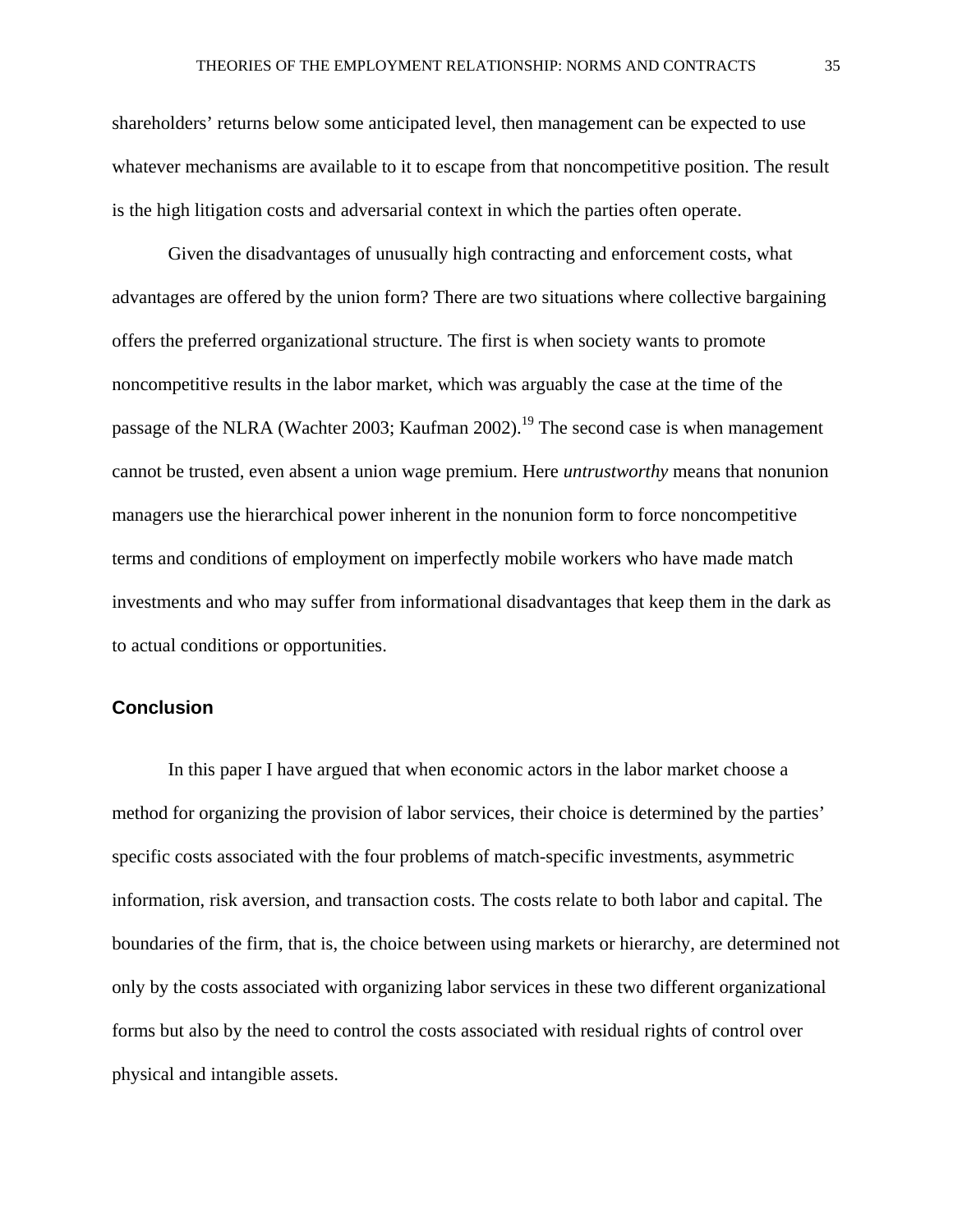shareholders' returns below some anticipated level, then management can be expected to use whatever mechanisms are available to it to escape from that noncompetitive position. The result is the high litigation costs and adversarial context in which the parties often operate.

Given the disadvantages of unusually high contracting and enforcement costs, what advantages are offered by the union form? There are two situations where collective bargaining offers the preferred organizational structure. The first is when society wants to promote noncompetitive results in the labor market, which was arguably the case at the time of the passage of the NLRA (Wachter 2003; Kaufman 2002).[19] The second case is when management cannot be trusted, even absent a union wage premium. Here *untrustworthy* means that nonunion managers use the hierarchical power inherent in the nonunion form to force noncompetitive terms and conditions of employment on imperfectly mobile workers who have made match investments and who may suffer from informational disadvantages that keep them in the dark as to actual conditions or opportunities.

## Conclusion

In this paper I have argued that when economic actors in the labor market choose a method for organizing the provision of labor services, their choice is determined by the parties' specific costs associated with the four problems of match-specific investments, asymmetric information, risk aversion, and transaction costs. The costs relate to both labor and capital. The boundaries of the firm, that is, the choice between using markets or hierarchy, are determined not only by the costs associated with organizing labor services in these two different organizational forms but also by the need to control the costs associated with residual rights of control over physical and intangible assets.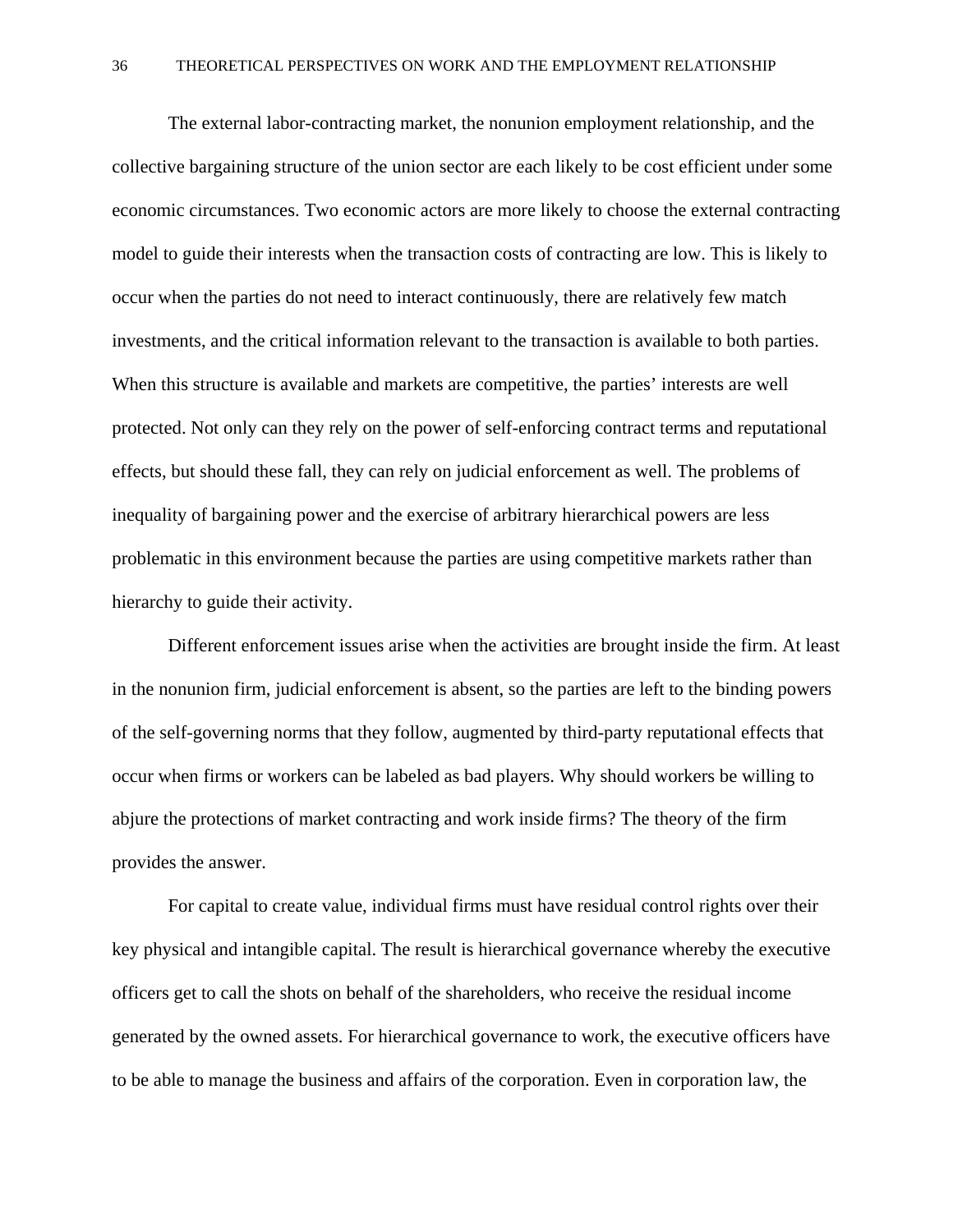The external labor-contracting market, the nonunion employment relationship, and the collective bargaining structure of the union sector are each likely to be cost efficient under some economic circumstances. Two economic actors are more likely to choose the external contracting model to guide their interests when the transaction costs of contracting are low. This is likely to occur when the parties do not need to interact continuously, there are relatively few match investments, and the critical information relevant to the transaction is available to both parties. When this structure is available and markets are competitive, the parties' interests are well protected. Not only can they rely on the power of self-enforcing contract terms and reputational effects, but should these fall, they can rely on judicial enforcement as well. The problems of inequality of bargaining power and the exercise of arbitrary hierarchical powers are less problematic in this environment because the parties are using competitive markets rather than hierarchy to guide their activity.

Different enforcement issues arise when the activities are brought inside the firm. At least in the nonunion firm, judicial enforcement is absent, so the parties are left to the binding powers of the self-governing norms that they follow, augmented by third-party reputational effects that occur when firms or workers can be labeled as bad players. Why should workers be willing to abjure the protections of market contracting and work inside firms? The theory of the firm provides the answer.

For capital to create value, individual firms must have residual control rights over their key physical and intangible capital. The result is hierarchical governance whereby the executive officers get to call the shots on behalf of the shareholders, who receive the residual income generated by the owned assets. For hierarchical governance to work, the executive officers have to be able to manage the business and affairs of the corporation. Even in corporation law, the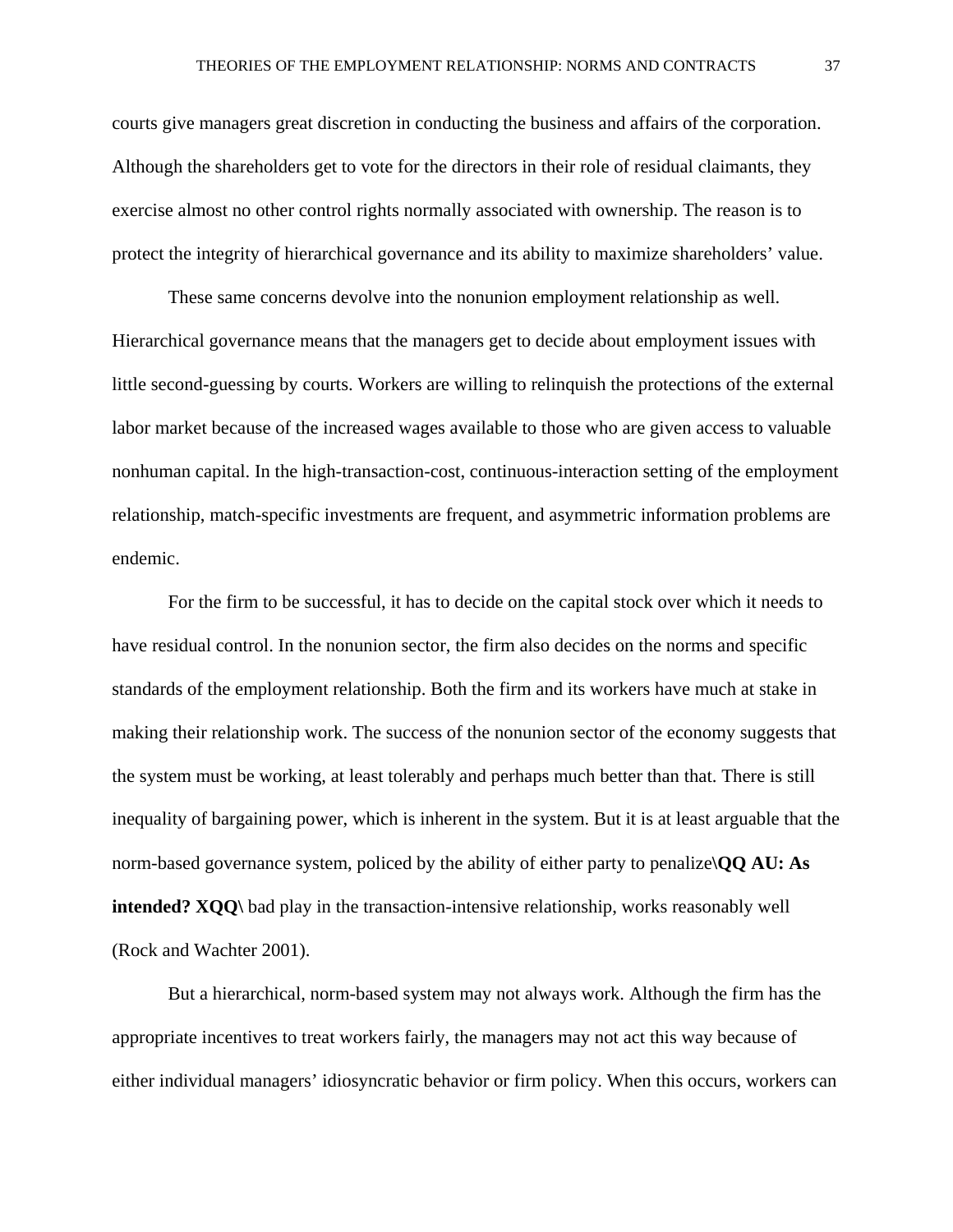courts give managers great discretion in conducting the business and affairs of the corporation. Although the shareholders get to vote for the directors in their role of residual claimants, they exercise almost no other control rights normally associated with ownership. The reason is to protect the integrity of hierarchical governance and its ability to maximize shareholders' value.

These same concerns devolve into the nonunion employment relationship as well. Hierarchical governance means that the managers get to decide about employment issues with little second-guessing by courts. Workers are willing to relinquish the protections of the external labor market because of the increased wages available to those who are given access to valuable nonhuman capital. In the high-transaction-cost, continuous-interaction setting of the employment relationship, match-specific investments are frequent, and asymmetric information problems are endemic.

For the firm to be successful, it has to decide on the capital stock over which it needs to have residual control. In the nonunion sector, the firm also decides on the norms and specific standards of the employment relationship. Both the firm and its workers have much at stake in making their relationship work. The success of the nonunion sector of the economy suggests that the system must be working, at least tolerably and perhaps much better than that. There is still inequality of bargaining power, which is inherent in the system. But it is at least arguable that the norm-based governance system, policed by the ability of either party to penalize\**QQ AU: As intended? XQQ\** bad play in the transaction-intensive relationship, works reasonably well (Rock and Wachter 2001).

But a hierarchical, norm-based system may not always work. Although the firm has the appropriate incentives to treat workers fairly, the managers may not act this way because of either individual managers' idiosyncratic behavior or firm policy. When this occurs, workers can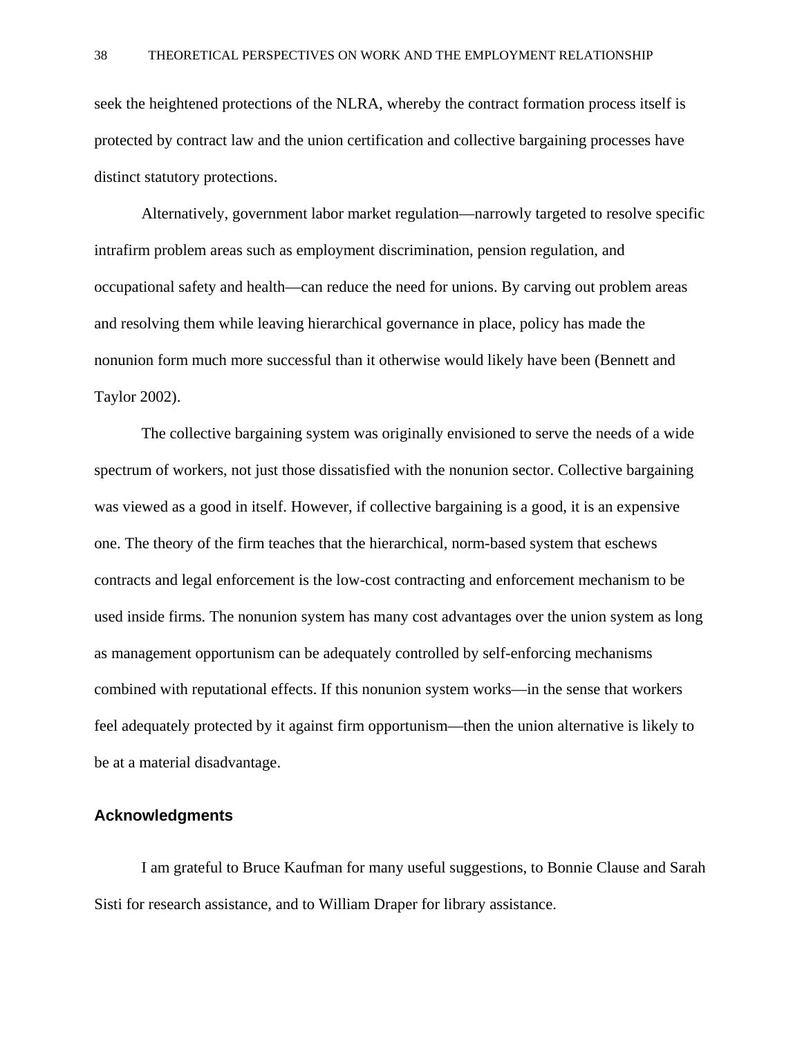seek the heightened protections of the NLRA, whereby the contract formation process itself is protected by contract law and the union certification and collective bargaining processes have distinct statutory protections.

Alternatively, government labor market regulation—narrowly targeted to resolve specific intrafirm problem areas such as employment discrimination, pension regulation, and occupational safety and health—can reduce the need for unions. By carving out problem areas and resolving them while leaving hierarchical governance in place, policy has made the nonunion form much more successful than it otherwise would likely have been (Bennett and Taylor 2002).

The collective bargaining system was originally envisioned to serve the needs of a wide spectrum of workers, not just those dissatisfied with the nonunion sector. Collective bargaining was viewed as a good in itself. However, if collective bargaining is a good, it is an expensive one. The theory of the firm teaches that the hierarchical, norm-based system that eschews contracts and legal enforcement is the low-cost contracting and enforcement mechanism to be used inside firms. The nonunion system has many cost advantages over the union system as long as management opportunism can be adequately controlled by self-enforcing mechanisms combined with reputational effects. If this nonunion system works—in the sense that workers feel adequately protected by it against firm opportunism—then the union alternative is likely to be at a material disadvantage.

## Acknowledgments

I am grateful to Bruce Kaufman for many useful suggestions, to Bonnie Clause and Sarah Sisti for research assistance, and to William Draper for library assistance.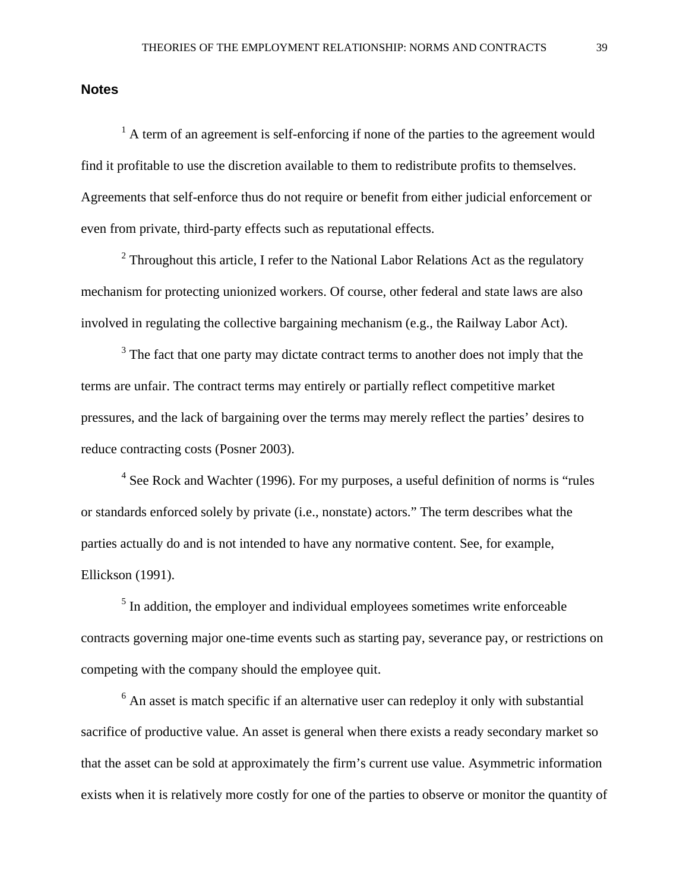## Notes

[1] A term of an agreement is self-enforcing if none of the parties to the agreement would find it profitable to use the discretion available to them to redistribute profits to themselves. Agreements that self-enforce thus do not require or benefit from either judicial enforcement or even from private, third-party effects such as reputational effects.

[2] Throughout this article, I refer to the National Labor Relations Act as the regulatory mechanism for protecting unionized workers. Of course, other federal and state laws are also involved in regulating the collective bargaining mechanism (e.g., the Railway Labor Act).

[3] The fact that one party may dictate contract terms to another does not imply that the terms are unfair. The contract terms may entirely or partially reflect competitive market pressures, and the lack of bargaining over the terms may merely reflect the parties' desires to reduce contracting costs (Posner 2003).

[4] See Rock and Wachter (1996). For my purposes, a useful definition of norms is "rules or standards enforced solely by private (i.e., nonstate) actors." The term describes what the parties actually do and is not intended to have any normative content. See, for example, Ellickson (1991).

[5] In addition, the employer and individual employees sometimes write enforceable contracts governing major one-time events such as starting pay, severance pay, or restrictions on competing with the company should the employee quit.

[6] An asset is match specific if an alternative user can redeploy it only with substantial sacrifice of productive value. An asset is general when there exists a ready secondary market so that the asset can be sold at approximately the firm's current use value. Asymmetric information exists when it is relatively more costly for one of the parties to observe or monitor the quantity of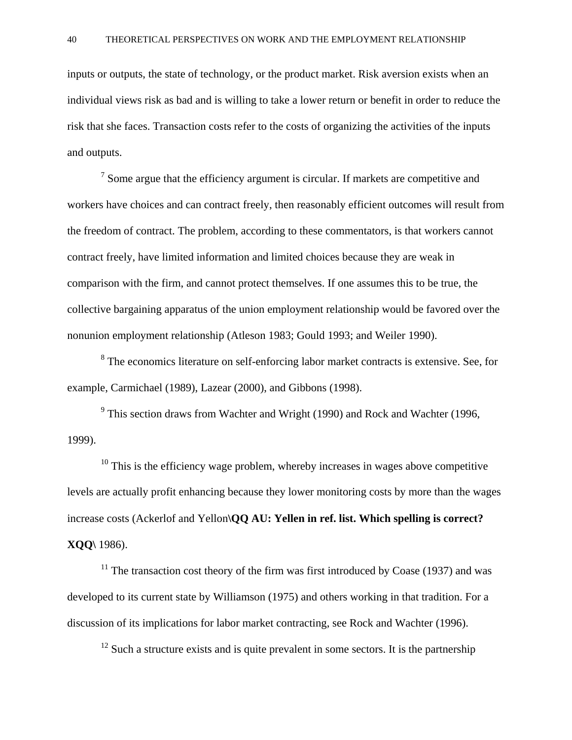inputs or outputs, the state of technology, or the product market. Risk aversion exists when an individual views risk as bad and is willing to take a lower return or benefit in order to reduce the risk that she faces. Transaction costs refer to the costs of organizing the activities of the inputs and outputs.

[7] Some argue that the efficiency argument is circular. If markets are competitive and workers have choices and can contract freely, then reasonably efficient outcomes will result from the freedom of contract. The problem, according to these commentators, is that workers cannot contract freely, have limited information and limited choices because they are weak in comparison with the firm, and cannot protect themselves. If one assumes this to be true, the collective bargaining apparatus of the union employment relationship would be favored over the nonunion employment relationship (Atleson 1983; Gould 1993; and Weiler 1990).

[8] The economics literature on self-enforcing labor market contracts is extensive. See, for example, Carmichael (1989), Lazear (2000), and Gibbons (1998).

[9] This section draws from Wachter and Wright (1990) and Rock and Wachter (1996, 1999).

[10] This is the efficiency wage problem, whereby increases in wages above competitive levels are actually profit enhancing because they lower monitoring costs by more than the wages increase costs (Ackerlof and Yellon\**QQ AU: Yellen in ref. list. Which spelling is correct? XQQ\** 1986).

[11] The transaction cost theory of the firm was first introduced by Coase (1937) and was developed to its current state by Williamson (1975) and others working in that tradition. For a discussion of its implications for labor market contracting, see Rock and Wachter (1996).

[12] Such a structure exists and is quite prevalent in some sectors. It is the partnership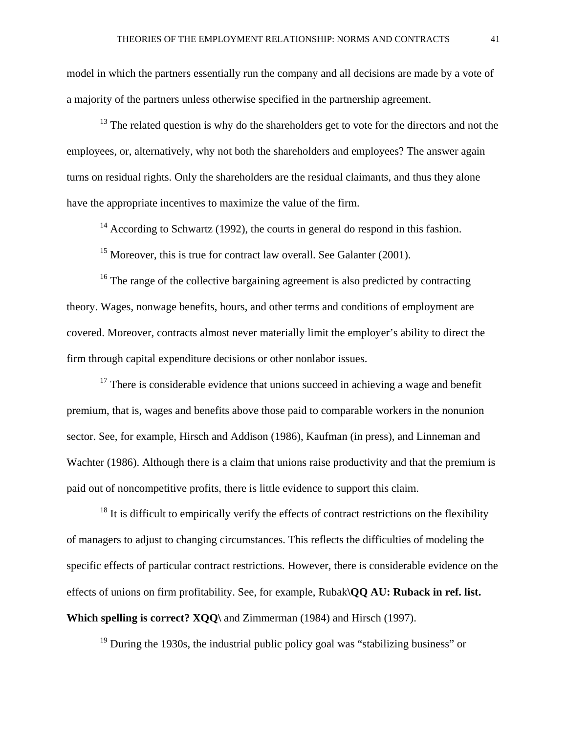model in which the partners essentially run the company and all decisions are made by a vote of a majority of the partners unless otherwise specified in the partnership agreement.

[13] The related question is why do the shareholders get to vote for the directors and not the employees, or, alternatively, why not both the shareholders and employees? The answer again turns on residual rights. Only the shareholders are the residual claimants, and thus they alone have the appropriate incentives to maximize the value of the firm.

[14] According to Schwartz (1992), the courts in general do respond in this fashion.

[15] Moreover, this is true for contract law overall. See Galanter (2001).

[16] The range of the collective bargaining agreement is also predicted by contracting theory. Wages, nonwage benefits, hours, and other terms and conditions of employment are covered. Moreover, contracts almost never materially limit the employer's ability to direct the firm through capital expenditure decisions or other nonlabor issues.

[17] There is considerable evidence that unions succeed in achieving a wage and benefit premium, that is, wages and benefits above those paid to comparable workers in the nonunion sector. See, for example, Hirsch and Addison (1986), Kaufman (in press), and Linneman and Wachter (1986). Although there is a claim that unions raise productivity and that the premium is paid out of noncompetitive profits, there is little evidence to support this claim.

[18] It is difficult to empirically verify the effects of contract restrictions on the flexibility of managers to adjust to changing circumstances. This reflects the difficulties of modeling the specific effects of particular contract restrictions. However, there is considerable evidence on the effects of unions on firm profitability. See, for example, Rubak**\QQ AU: Ruback in ref. list. Which spelling is correct? XQQ\** and Zimmerman (1984) and Hirsch (1997).

[19] During the 1930s, the industrial public policy goal was "stabilizing business" or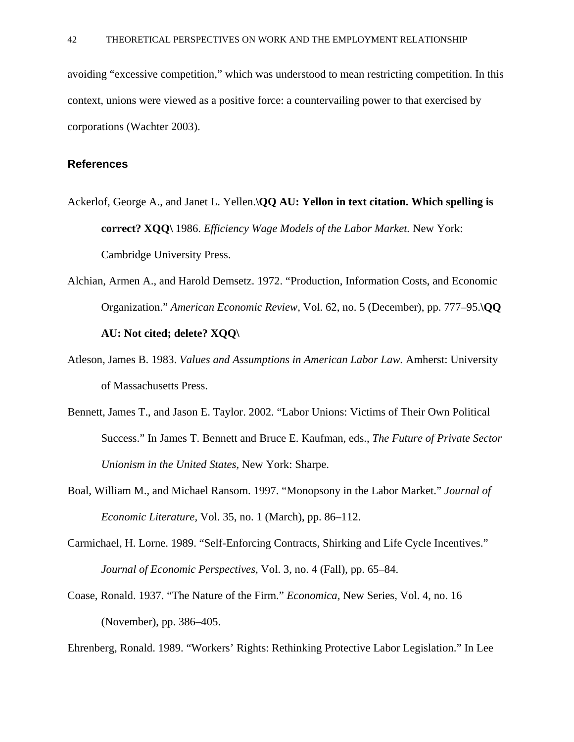avoiding "excessive competition," which was understood to mean restricting competition. In this context, unions were viewed as a positive force: a countervailing power to that exercised by corporations (Wachter 2003).

## References

Ackerlof, George A., and Janet L. Yellen.\**QQ AU: Yellon in text citation. Which spelling is correct? XQQ\** 1986. *Efficiency Wage Models of the Labor Market.* New York: Cambridge University Press.

Alchian, Armen A., and Harold Demsetz. 1972. "Production, Information Costs, and Economic Organization." *American Economic Review*, Vol. 62, no. 5 (December), pp. 777–95.\**QQ AU: Not cited; delete? XQQ\**

Atleson, James B. 1983. *Values and Assumptions in American Labor Law.* Amherst: University of Massachusetts Press.

Bennett, James T., and Jason E. Taylor. 2002. "Labor Unions: Victims of Their Own Political Success." In James T. Bennett and Bruce E. Kaufman, eds., *The Future of Private Sector Unionism in the United States*, New York: Sharpe.

Boal, William M., and Michael Ransom. 1997. "Monopsony in the Labor Market." *Journal of Economic Literature*, Vol. 35, no. 1 (March), pp. 86–112.

Carmichael, H. Lorne. 1989. "Self-Enforcing Contracts, Shirking and Life Cycle Incentives." *Journal of Economic Perspectives*, Vol. 3, no. 4 (Fall), pp. 65–84.

Coase, Ronald. 1937. "The Nature of the Firm." *Economica,* New Series, Vol. 4, no. 16 (November), pp. 386–405.

Ehrenberg, Ronald. 1989. "Workers' Rights: Rethinking Protective Labor Legislation." In Lee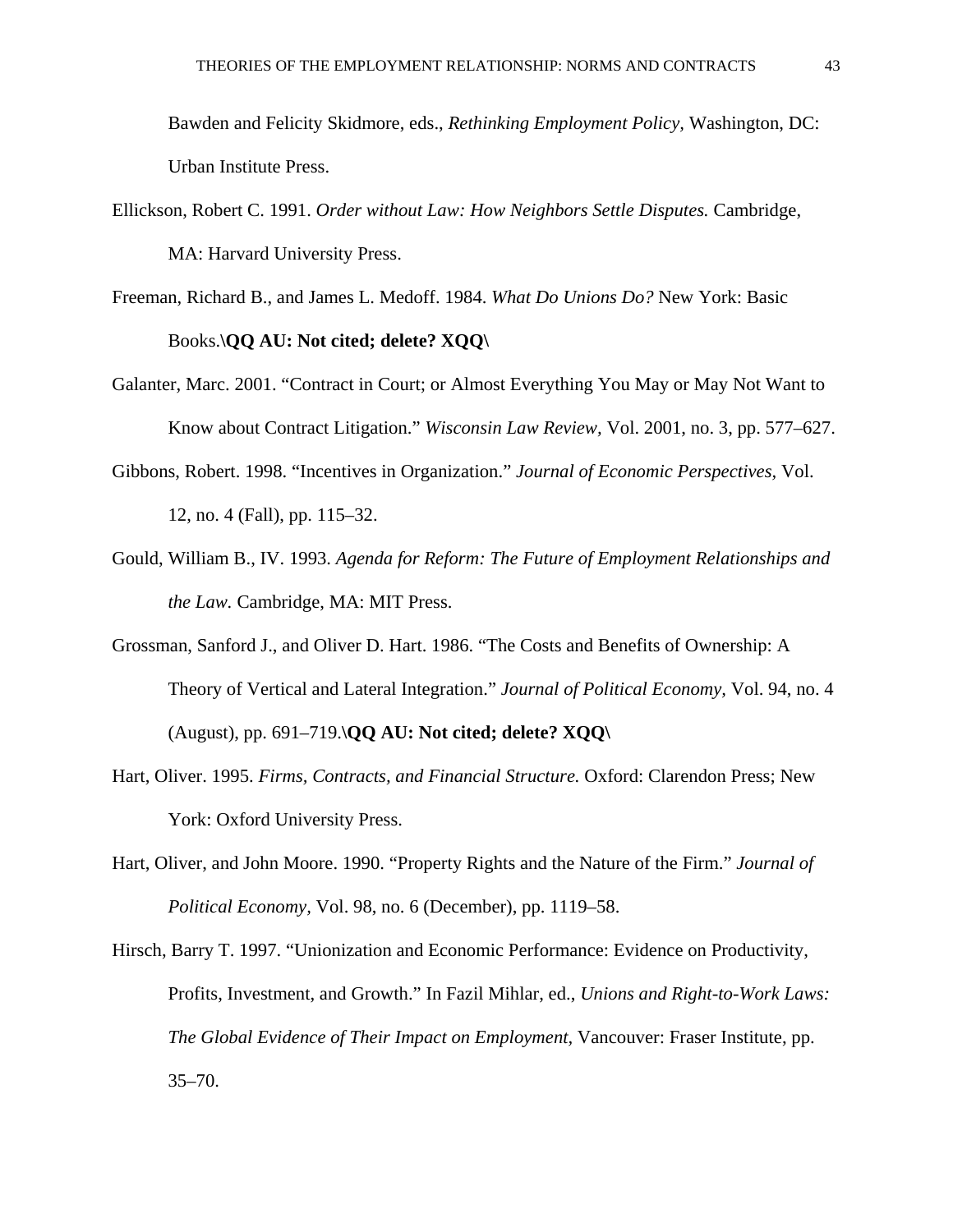Bawden and Felicity Skidmore, eds., *Rethinking Employment Policy,* Washington, DC: Urban Institute Press.

Ellickson, Robert C. 1991. *Order without Law: How Neighbors Settle Disputes.* Cambridge, MA: Harvard University Press.

Freeman, Richard B., and James L. Medoff. 1984. *What Do Unions Do?* New York: Basic Books.**\QQ AU: Not cited; delete? XQQ\**

Galanter, Marc. 2001. "Contract in Court; or Almost Everything You May or May Not Want to Know about Contract Litigation." *Wisconsin Law Review,* Vol. 2001, no. 3, pp. 577–627.

Gibbons, Robert. 1998. "Incentives in Organization." *Journal of Economic Perspectives,* Vol. 12, no. 4 (Fall), pp. 115–32.

Gould, William B., IV. 1993. *Agenda for Reform: The Future of Employment Relationships and the Law.* Cambridge, MA: MIT Press.

Grossman, Sanford J., and Oliver D. Hart. 1986. "The Costs and Benefits of Ownership: A Theory of Vertical and Lateral Integration." *Journal of Political Economy,* Vol. 94, no. 4 (August), pp. 691–719.**\QQ AU: Not cited; delete? XQQ\**

Hart, Oliver. 1995. *Firms, Contracts, and Financial Structure.* Oxford: Clarendon Press; New York: Oxford University Press.

Hart, Oliver, and John Moore. 1990. "Property Rights and the Nature of the Firm." *Journal of Political Economy,* Vol. 98, no. 6 (December), pp. 1119–58.

Hirsch, Barry T. 1997. "Unionization and Economic Performance: Evidence on Productivity, Profits, Investment, and Growth." In Fazil Mihlar, ed., *Unions and Right-to-Work Laws: The Global Evidence of Their Impact on Employment,* Vancouver: Fraser Institute, pp. 35–70.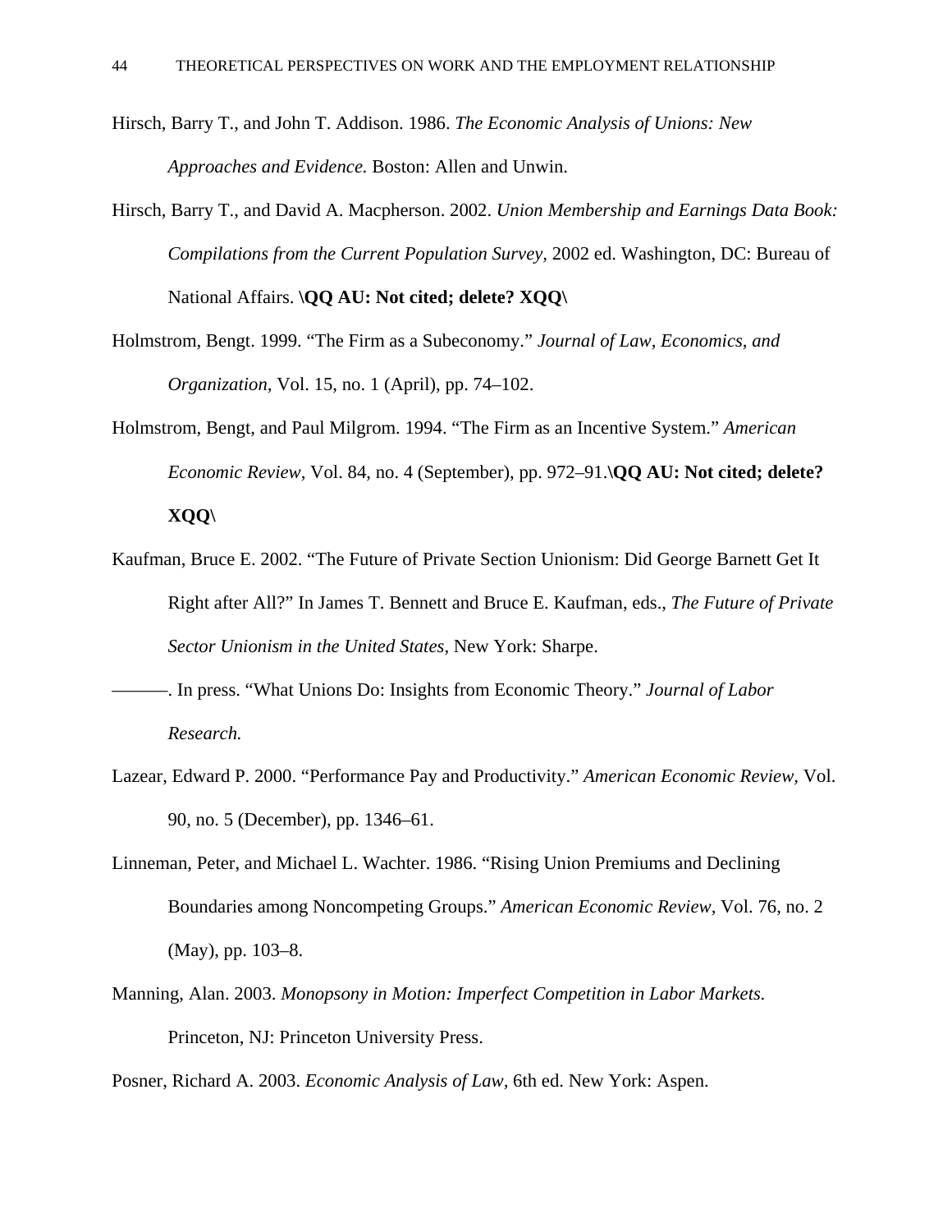Hirsch, Barry T., and John T. Addison. 1986. *The Economic Analysis of Unions: New Approaches and Evidence.* Boston: Allen and Unwin.

Hirsch, Barry T., and David A. Macpherson. 2002. *Union Membership and Earnings Data Book: Compilations from the Current Population Survey,* 2002 ed. Washington, DC: Bureau of National Affairs. **\QQ AU: Not cited; delete? XQQ\**

Holmstrom, Bengt. 1999. "The Firm as a Subeconomy." *Journal of Law, Economics, and Organization,* Vol. 15, no. 1 (April), pp. 74–102.

Holmstrom, Bengt, and Paul Milgrom. 1994. "The Firm as an Incentive System." *American Economic Review,* Vol. 84, no. 4 (September), pp. 972–91.**\QQ AU: Not cited; delete? XQQ\**

Kaufman, Bruce E. 2002. "The Future of Private Section Unionism: Did George Barnett Get It Right after All?" In James T. Bennett and Bruce E. Kaufman, eds., *The Future of Private Sector Unionism in the United States,* New York: Sharpe.

———. In press. "What Unions Do: Insights from Economic Theory." *Journal of Labor Research.*

Lazear, Edward P. 2000. "Performance Pay and Productivity." *American Economic Review,* Vol. 90, no. 5 (December), pp. 1346–61.

Linneman, Peter, and Michael L. Wachter. 1986. "Rising Union Premiums and Declining Boundaries among Noncompeting Groups." *American Economic Review,* Vol. 76, no. 2 (May), pp. 103–8.

Manning, Alan. 2003. *Monopsony in Motion: Imperfect Competition in Labor Markets.* Princeton, NJ: Princeton University Press.

Posner, Richard A. 2003. *Economic Analysis of Law,* 6th ed. New York: Aspen.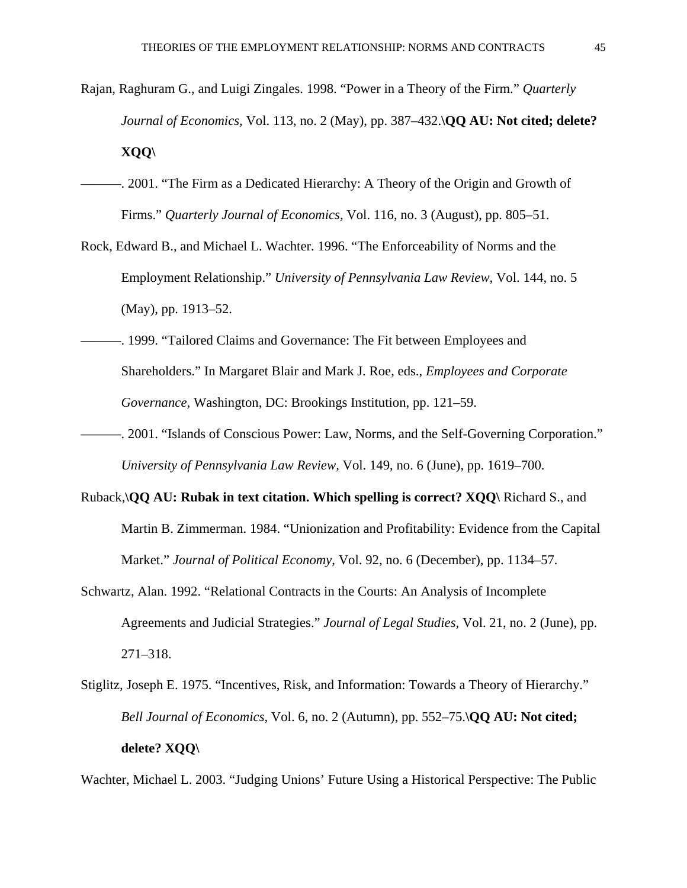Rajan, Raghuram G., and Luigi Zingales. 1998. “Power in a Theory of the Firm.” *Quarterly Journal of Economics,* Vol. 113, no. 2 (May), pp. 387–432.**\QQ AU: Not cited; delete? XQQ\**

———. 2001. “The Firm as a Dedicated Hierarchy: A Theory of the Origin and Growth of Firms.” *Quarterly Journal of Economics,* Vol. 116, no. 3 (August), pp. 805–51.

Rock, Edward B., and Michael L. Wachter. 1996. “The Enforceability of Norms and the Employment Relationship.” *University of Pennsylvania Law Review,* Vol. 144, no. 5 (May), pp. 1913–52.

———. 1999. “Tailored Claims and Governance: The Fit between Employees and Shareholders.” In Margaret Blair and Mark J. Roe, eds., *Employees and Corporate Governance,* Washington, DC: Brookings Institution, pp. 121–59.

———. 2001. “Islands of Conscious Power: Law, Norms, and the Self-Governing Corporation.” *University of Pennsylvania Law Review,* Vol. 149, no. 6 (June), pp. 1619–700.

Ruback,**\QQ AU: Rubak in text citation. Which spelling is correct? XQQ\** Richard S., and Martin B. Zimmerman. 1984. “Unionization and Profitability: Evidence from the Capital Market.” *Journal of Political Economy,* Vol. 92, no. 6 (December), pp. 1134–57.

Schwartz, Alan. 1992. “Relational Contracts in the Courts: An Analysis of Incomplete Agreements and Judicial Strategies.” *Journal of Legal Studies,* Vol. 21, no. 2 (June), pp. 271–318.

Stiglitz, Joseph E. 1975. “Incentives, Risk, and Information: Towards a Theory of Hierarchy.” *Bell Journal of Economics,* Vol. 6, no. 2 (Autumn), pp. 552–75.**\QQ AU: Not cited; delete? XQQ\**

Wachter, Michael L. 2003. “Judging Unions’ Future Using a Historical Perspective: The Public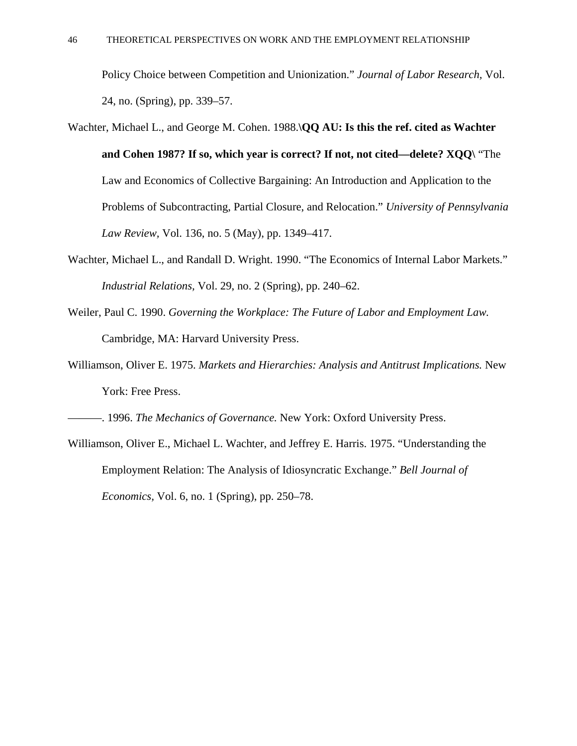Policy Choice between Competition and Unionization." *Journal of Labor Research,* Vol. 24, no. (Spring), pp. 339–57.

Wachter, Michael L., and George M. Cohen. 1988.\**QQ AU: Is this the ref. cited as Wachter and Cohen 1987? If so, which year is correct? If not, not cited—delete? XQQ**\ "The Law and Economics of Collective Bargaining: An Introduction and Application to the Problems of Subcontracting, Partial Closure, and Relocation." *University of Pennsylvania Law Review,* Vol. 136, no. 5 (May), pp. 1349–417.

Wachter, Michael L., and Randall D. Wright. 1990. "The Economics of Internal Labor Markets." *Industrial Relations,* Vol. 29, no. 2 (Spring), pp. 240–62.

Weiler, Paul C. 1990. *Governing the Workplace: The Future of Labor and Employment Law.* Cambridge, MA: Harvard University Press.

Williamson, Oliver E. 1975. *Markets and Hierarchies: Analysis and Antitrust Implications.* New York: Free Press.

———. 1996. *The Mechanics of Governance.* New York: Oxford University Press.

Williamson, Oliver E., Michael L. Wachter, and Jeffrey E. Harris. 1975. "Understanding the Employment Relation: The Analysis of Idiosyncratic Exchange." *Bell Journal of Economics,* Vol. 6, no. 1 (Spring), pp. 250–78.